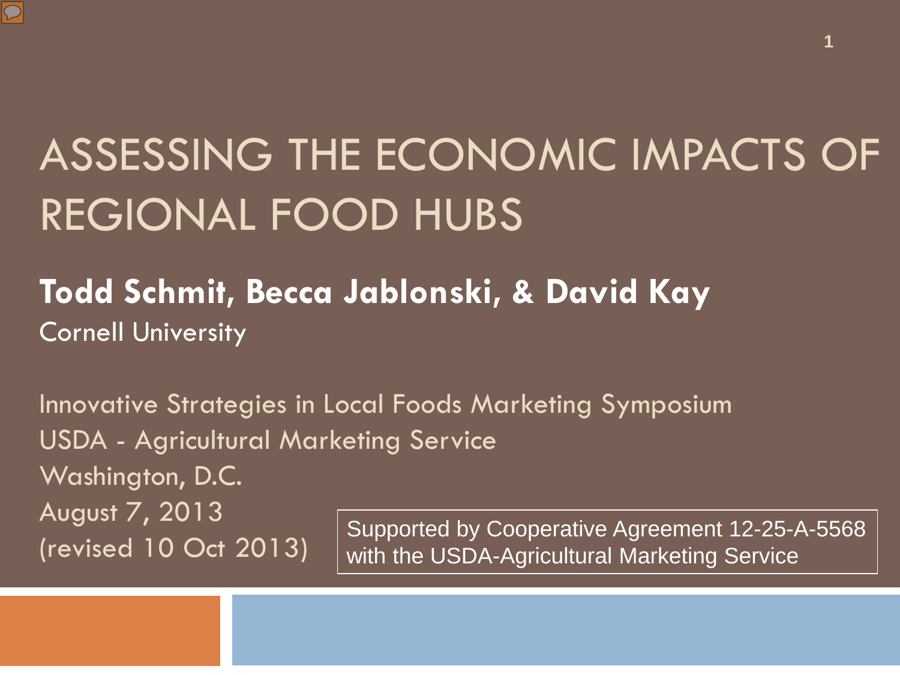# ASSESSING THE ECONOMIC IMPACTS OF REGIONAL FOOD HUBS

**Todd Schmit, Becca Jablonski, & David Kay**

Cornell University

Innovative Strategies in Local Foods Marketing Symposium
USDA - Agricultural Marketing Service
Washington, D.C.
August 7, 2013
(revised 10 Oct 2013)

Supported by Cooperative Agreement 12-25-A-5568 with the USDA-Agricultural Marketing Service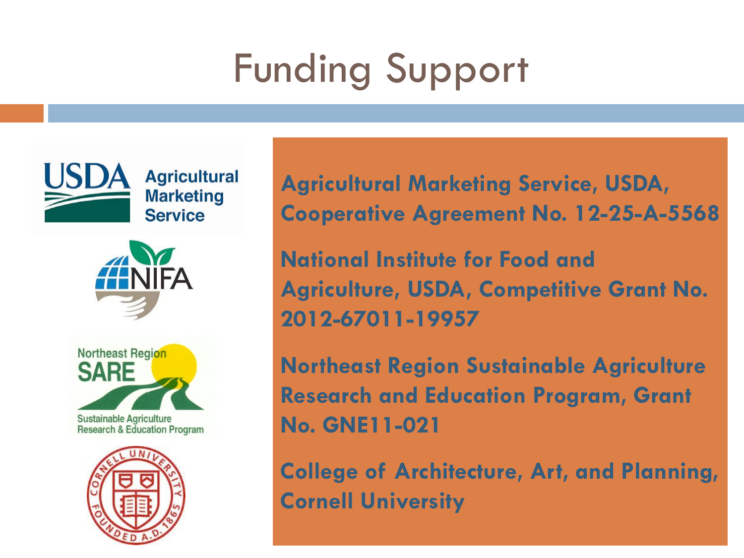# Funding Support

**Agricultural Marketing Service, USDA, Cooperative Agreement No. 12-25-A-5568**

**National Institute for Food and Agriculture, USDA, Competitive Grant No. 2012-67011-19957**

**Northeast Region Sustainable Agriculture Research and Education Program, Grant No. GNE11-021**

**College of Architecture, Art, and Planning, Cornell University**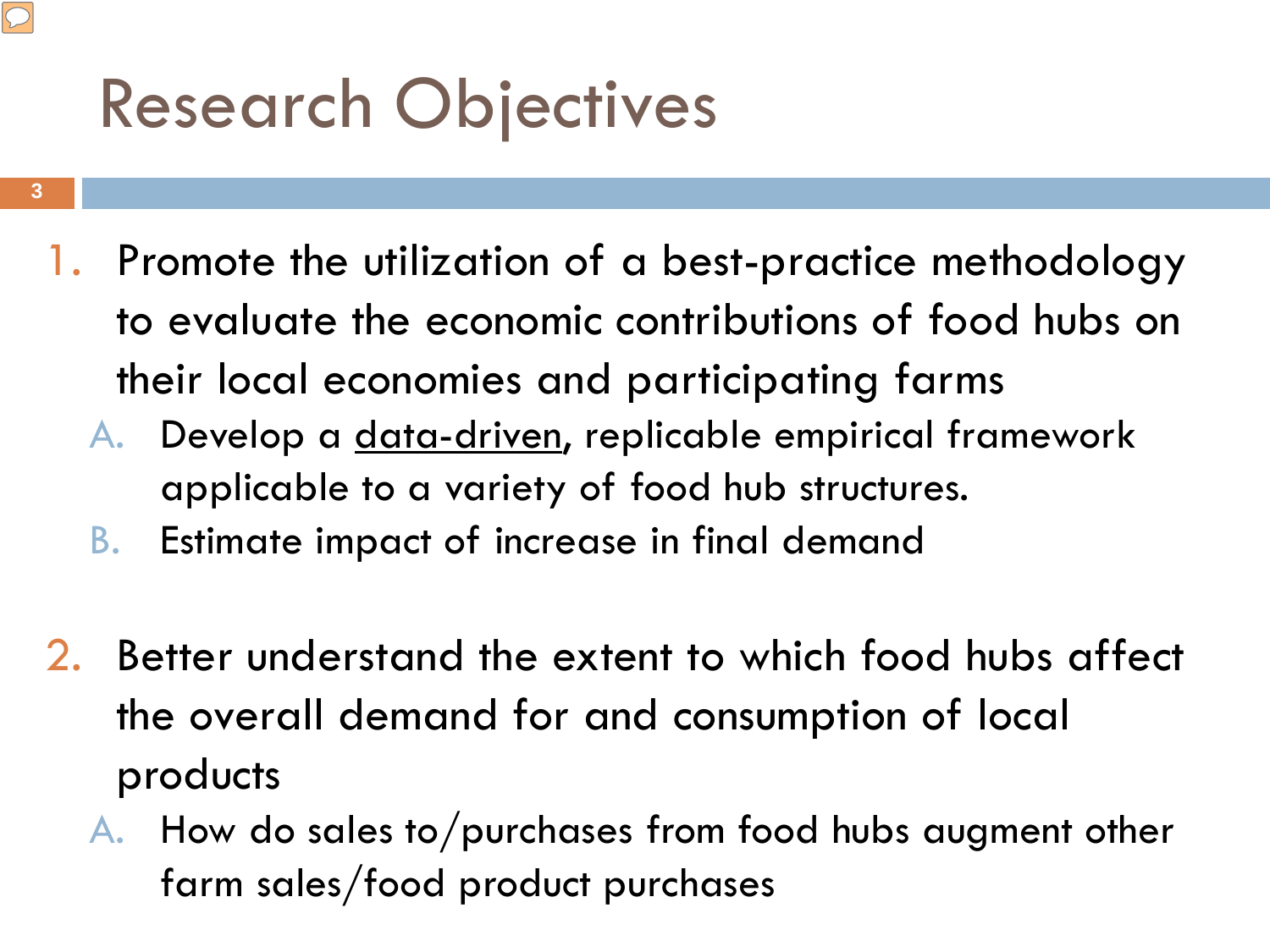# Research Objectives

1. Promote the utilization of a best-practice methodology to evaluate the economic contributions of food hubs on their local economies and participating farms
   - A. Develop a <u>data-driven</u>, replicable empirical framework applicable to a variety of food hub structures.
   - B. Estimate impact of increase in final demand

2. Better understand the extent to which food hubs affect the overall demand for and consumption of local products
   - A. How do sales to/purchases from food hubs augment other farm sales/food product purchases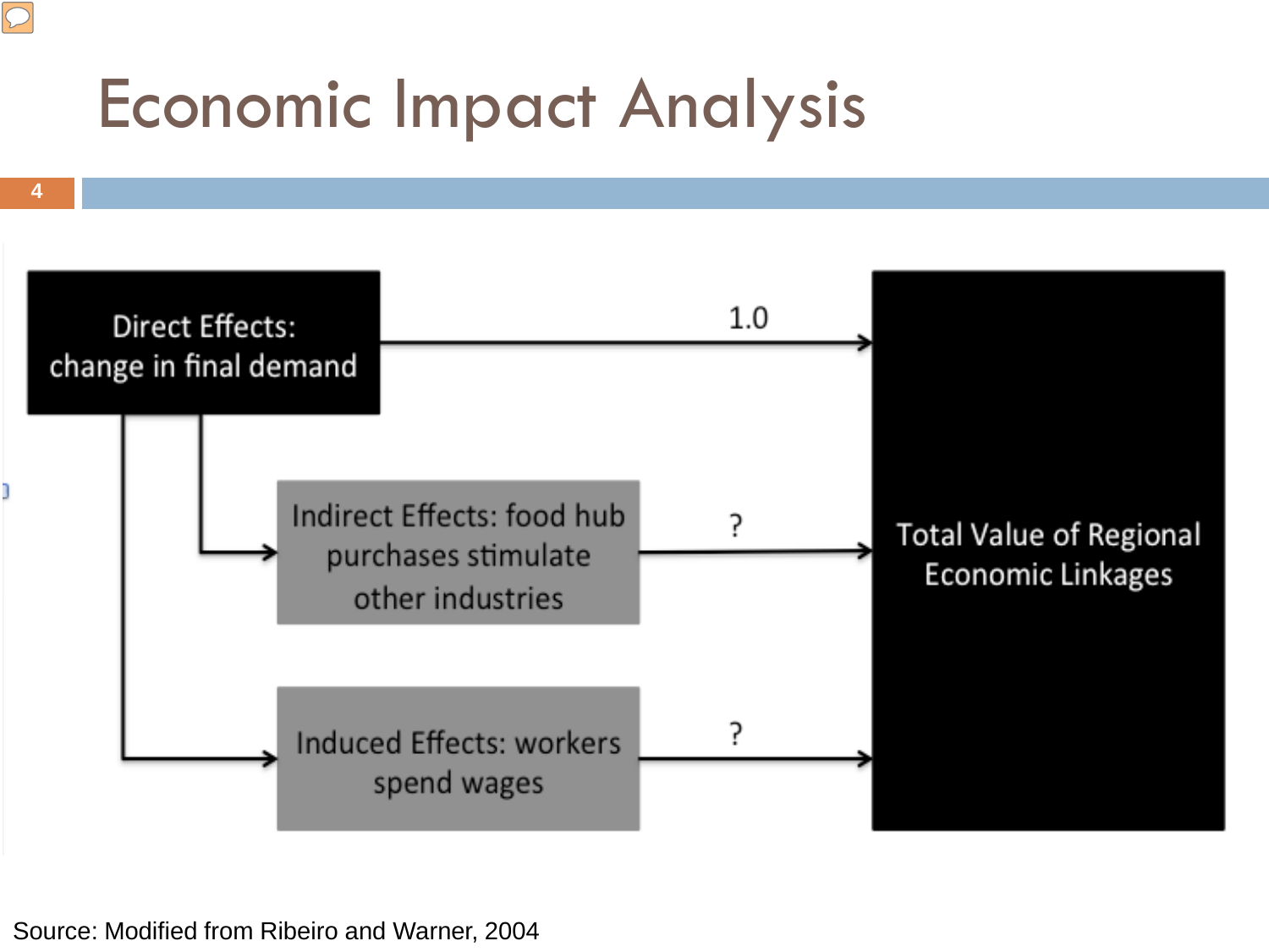# Economic Impact Analysis

Direct Effects: change in final demand

Indirect Effects: food hub purchases stimulate other industries

Induced Effects: workers spend wages

Total Value of Regional Economic Linkages

1.0

?

?

Source: Modified from Ribeiro and Warner, 2004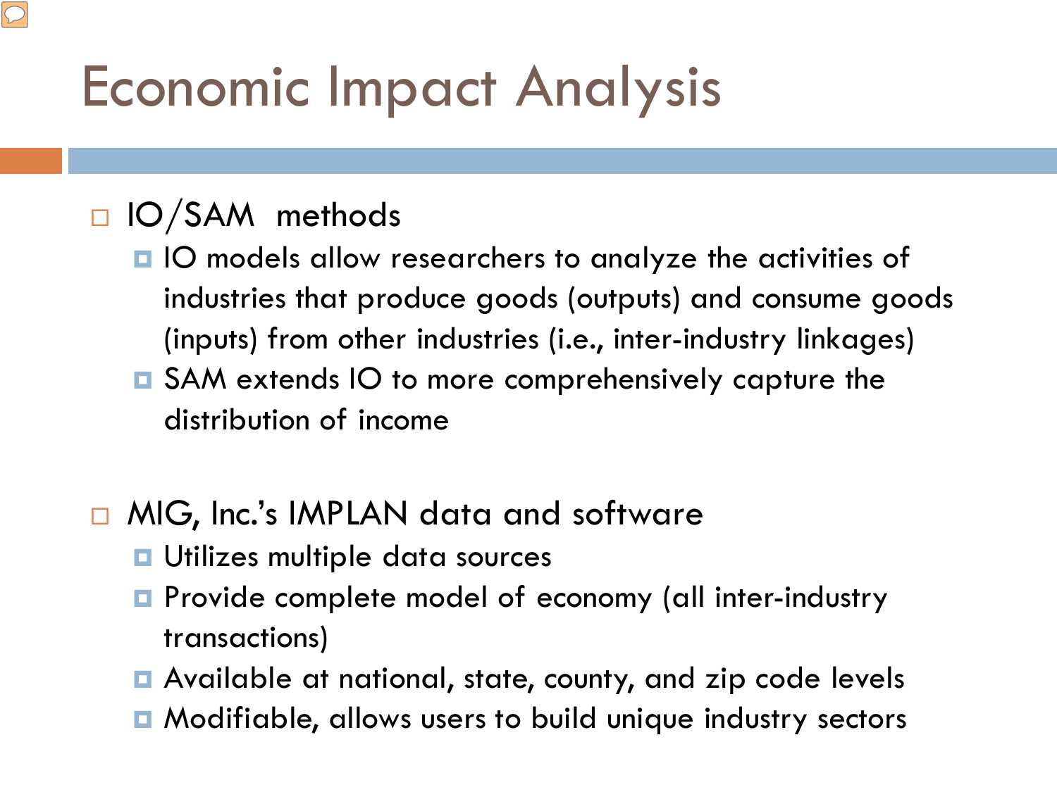# Economic Impact Analysis

- IO/SAM methods
  - IO models allow researchers to analyze the activities of industries that produce goods (outputs) and consume goods (inputs) from other industries (i.e., inter-industry linkages)
  - SAM extends IO to more comprehensively capture the distribution of income

- MIG, Inc.'s IMPLAN data and software
  - Utilizes multiple data sources
  - Provide complete model of economy (all inter-industry transactions)
  - Available at national, state, county, and zip code levels
  - Modifiable, allows users to build unique industry sectors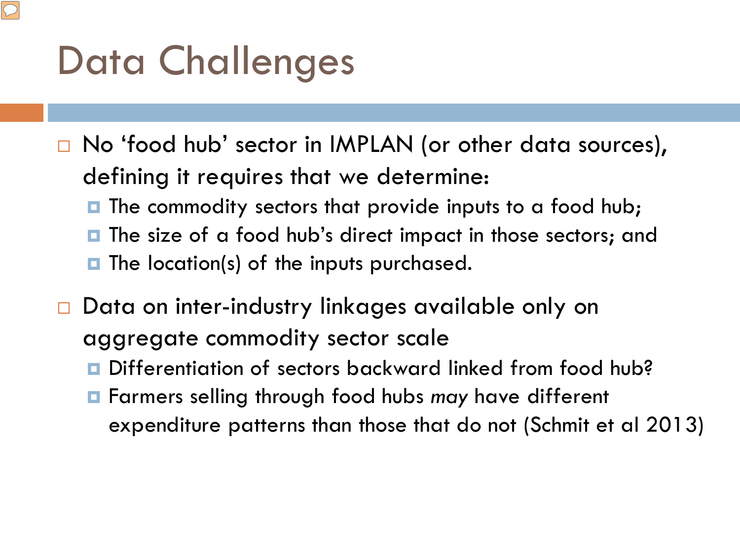# Data Challenges

- No 'food hub' sector in IMPLAN (or other data sources), defining it requires that we determine:
  - The commodity sectors that provide inputs to a food hub;
  - The size of a food hub's direct impact in those sectors; and
  - The location(s) of the inputs purchased.
- Data on inter-industry linkages available only on aggregate commodity sector scale
  - Differentiation of sectors backward linked from food hub?
  - Farmers selling through food hubs *may* have different expenditure patterns than those that do not (Schmit et al 2013)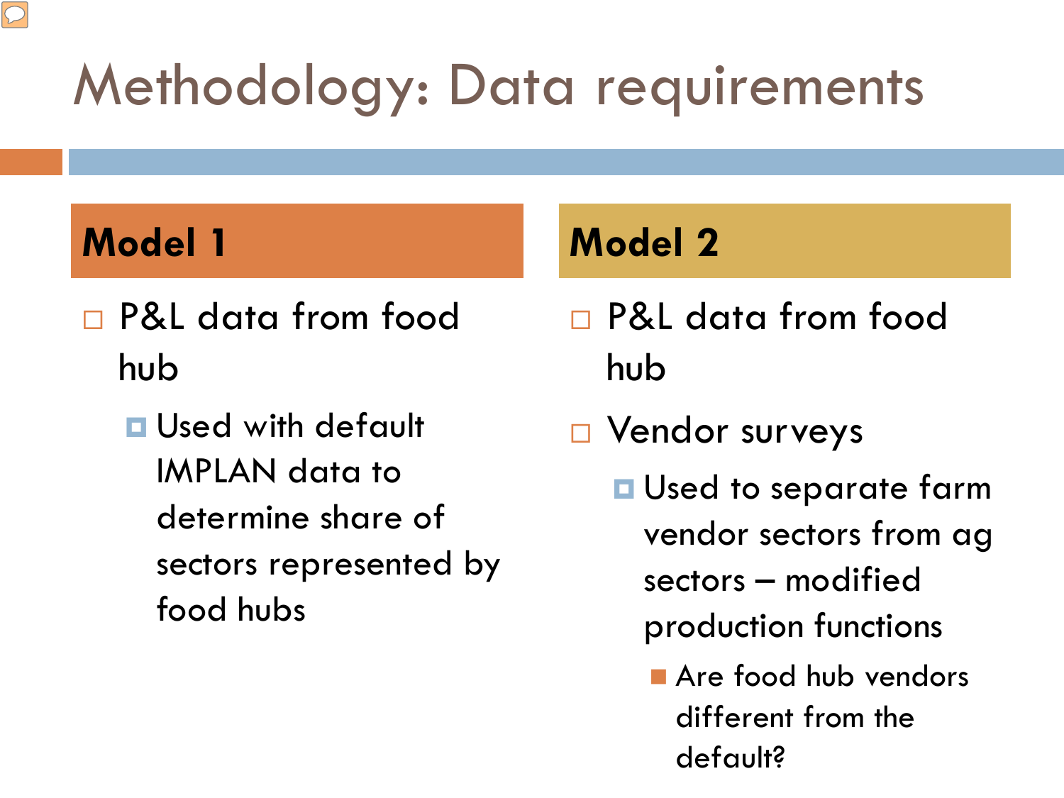# Methodology: Data requirements

## Model 1

- P&L data from food hub
  - Used with default IMPLAN data to determine share of sectors represented by food hubs

## Model 2

- P&L data from food hub
- Vendor surveys
  - Used to separate farm vendor sectors from ag sectors – modified production functions
    - Are food hub vendors different from the default?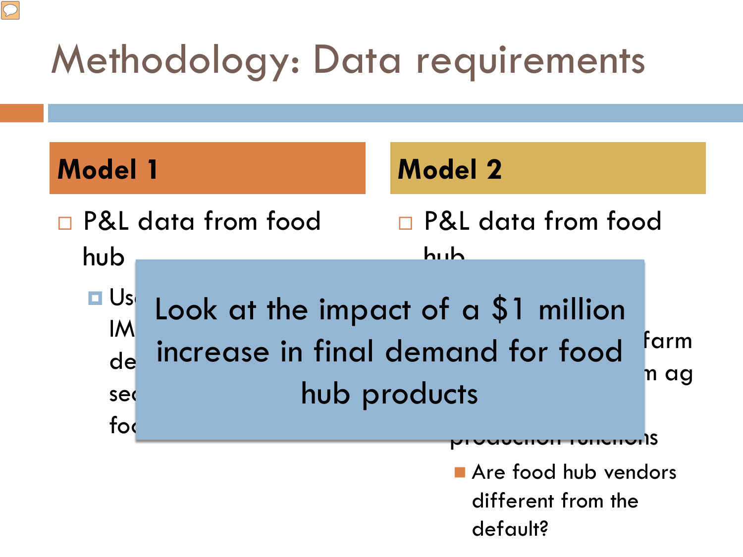# Methodology: Data requirements

## Model 1

- P&L data from food hub
  - Us…
    IM…
    de…
    se…
    fo…

## Model 2

- P&L data from food hub
  - …farm
    …m ag
    …production functions
    - Are food hub vendors different from the default?

Look at the impact of a $1 million increase in final demand for food hub products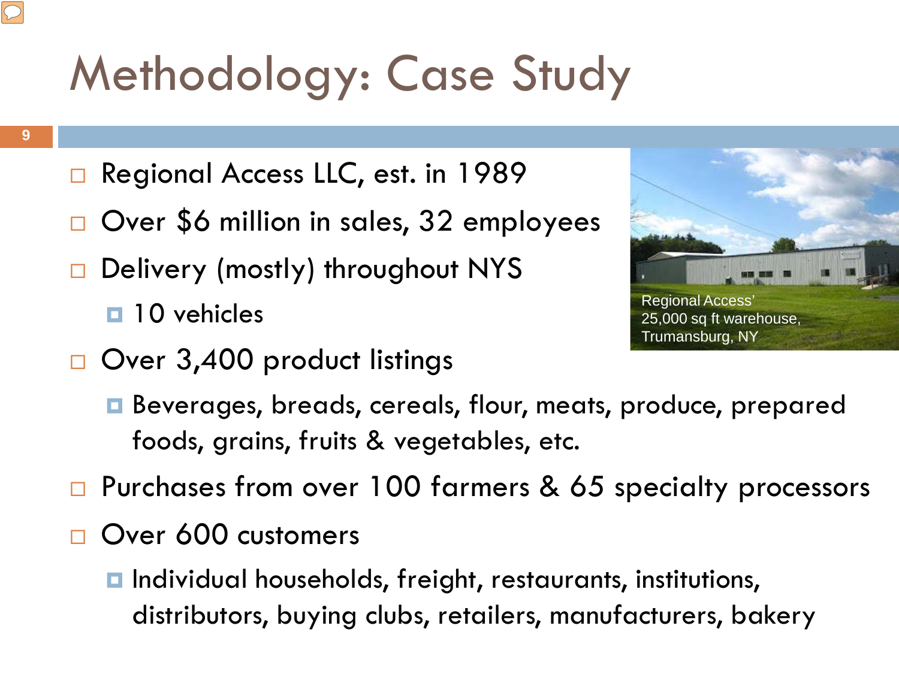# Methodology: Case Study

- Regional Access LLC, est. in 1989
- Over $6 million in sales, 32 employees
- Delivery (mostly) throughout NYS
  - 10 vehicles
- Over 3,400 product listings
  - Beverages, breads, cereals, flour, meats, produce, prepared foods, grains, fruits & vegetables, etc.
- Purchases from over 100 farmers & 65 specialty processors
- Over 600 customers
  - Individual households, freight, restaurants, institutions, distributors, buying clubs, retailers, manufacturers, bakery

Regional Access' 25,000 sq ft warehouse, Trumansburg, NY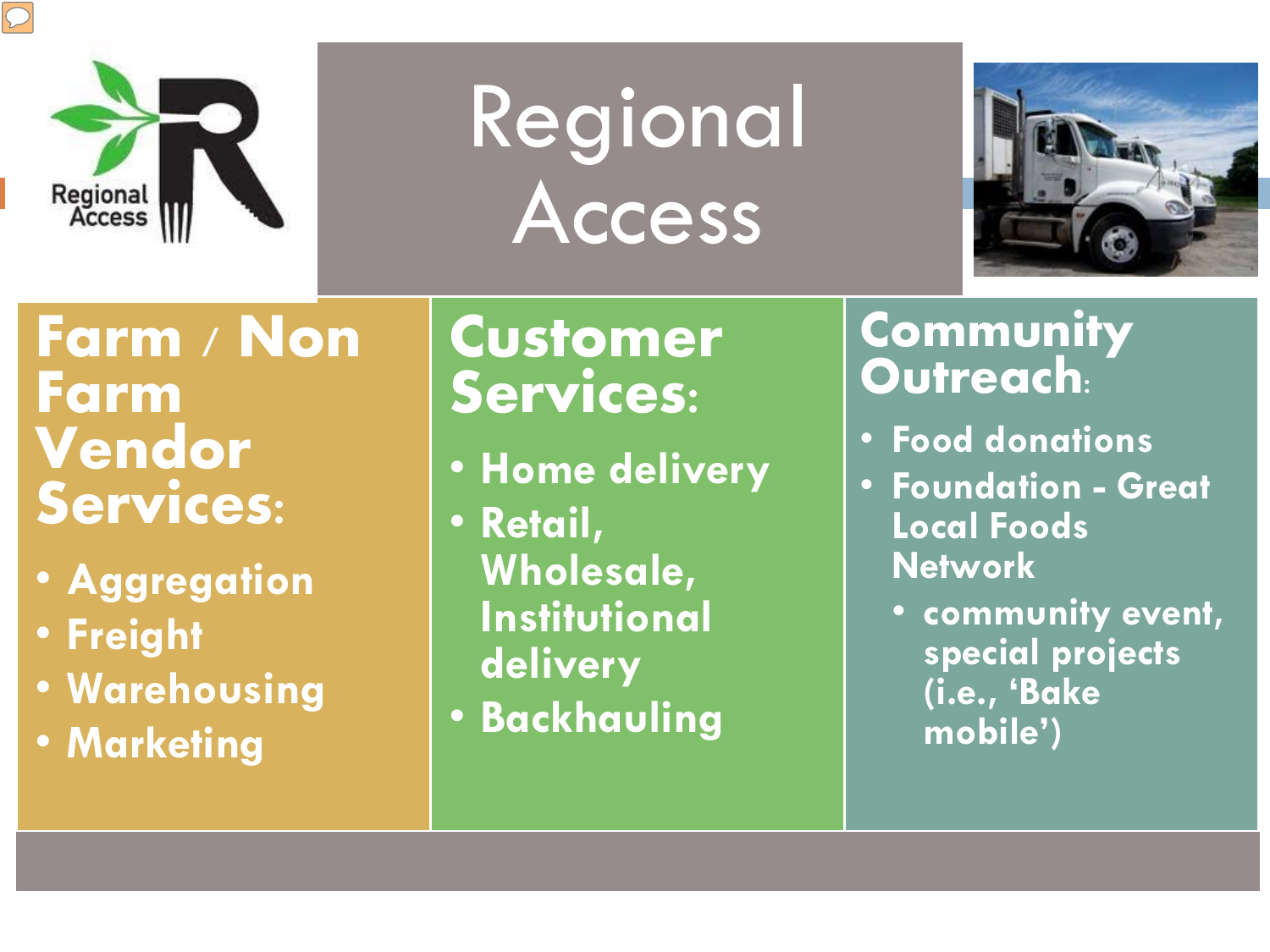# Regional Access

## Farm / Non Farm Vendor Services:

- Aggregation
- Freight
- Warehousing
- Marketing

## Customer Services:

- Home delivery
- Retail, Wholesale, Institutional delivery
- Backhauling

## Community Outreach:

- Food donations
- Foundation - Great Local Foods Network
  - community event, special projects (i.e., 'Bake mobile')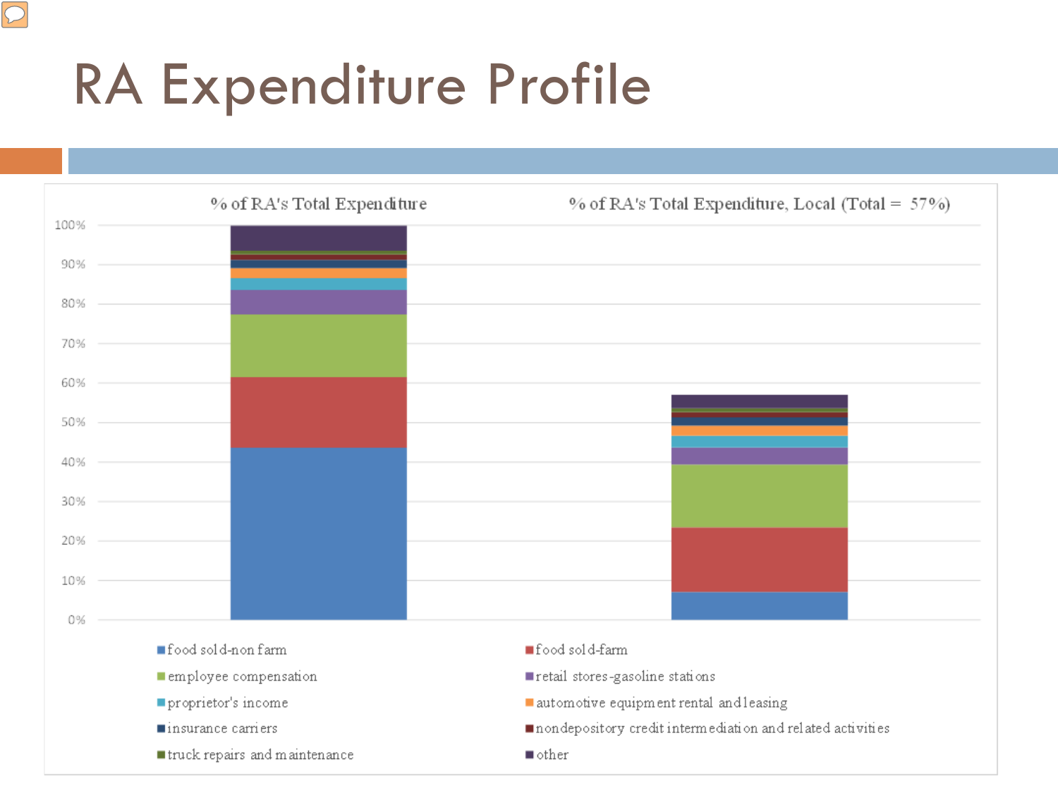# RA Expenditure Profile

% of RA's Total Expenditure

% of RA's Total Expenditure, Local (Total = 57%)

100%
90%
80%
70%
60%
50%
40%
30%
20%
10%
0%

- food sold-non farm
- food sold-farm
- employee compensation
- retail stores-gasoline stations
- proprietor's income
- automotive equipment rental and leasing
- insurance carriers
- nondepository credit intermediation and related activities
- truck repairs and maintenance
- other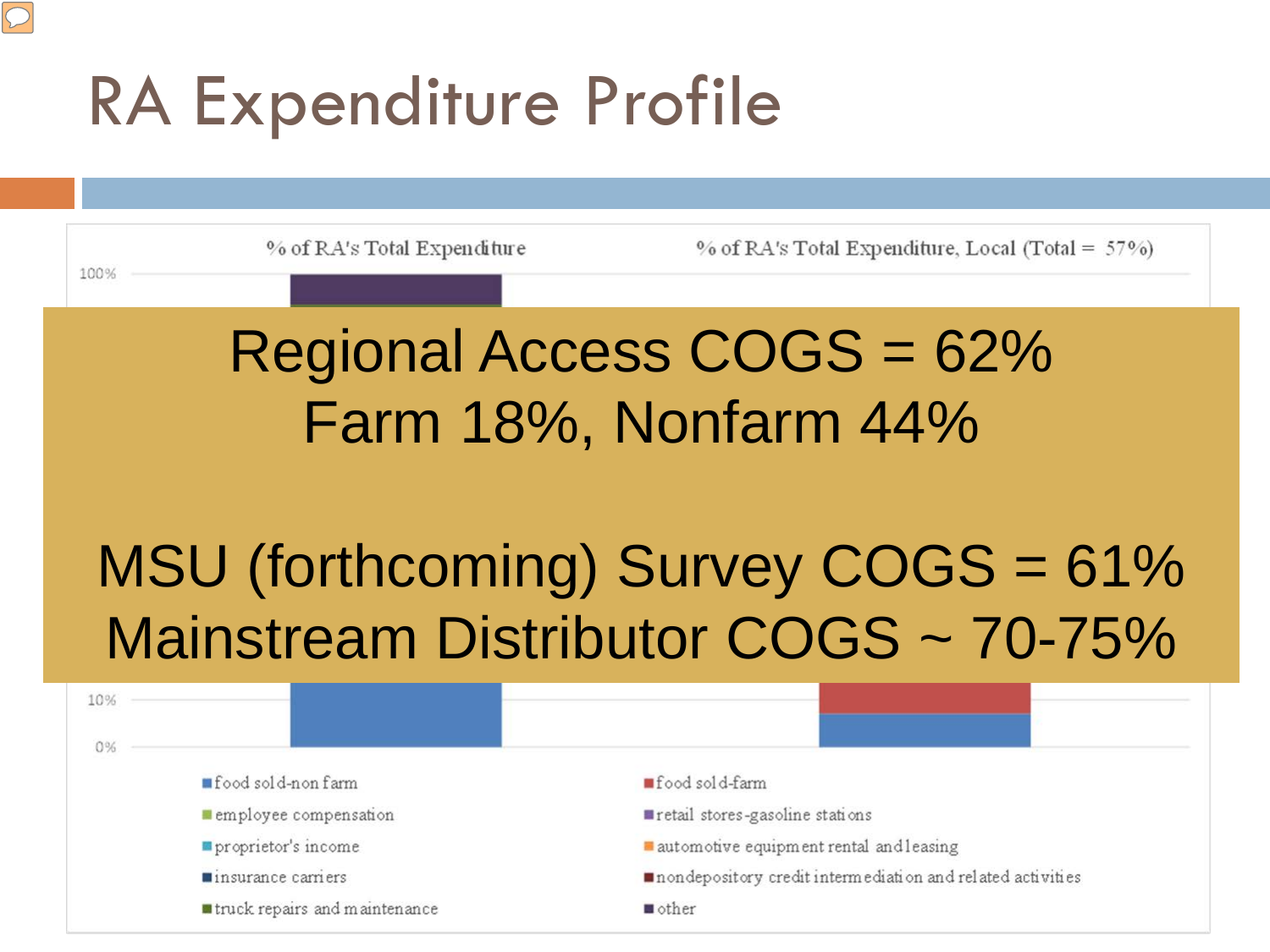# RA Expenditure Profile

% of RA's Total Expenditure

% of RA's Total Expenditure, Local (Total = 57%)

100%

Regional Access COGS = 62%
Farm 18%, Nonfarm 44%

MSU (forthcoming) Survey COGS = 61%
Mainstream Distributor COGS ~ 70-75%

10%

0%

- food sold-non farm
- food sold-farm
- employee compensation
- retail stores-gasoline stations
- proprietor's income
- automotive equipment rental and leasing
- insurance carriers
- nondepository credit intermediation and related activities
- truck repairs and maintenance
- other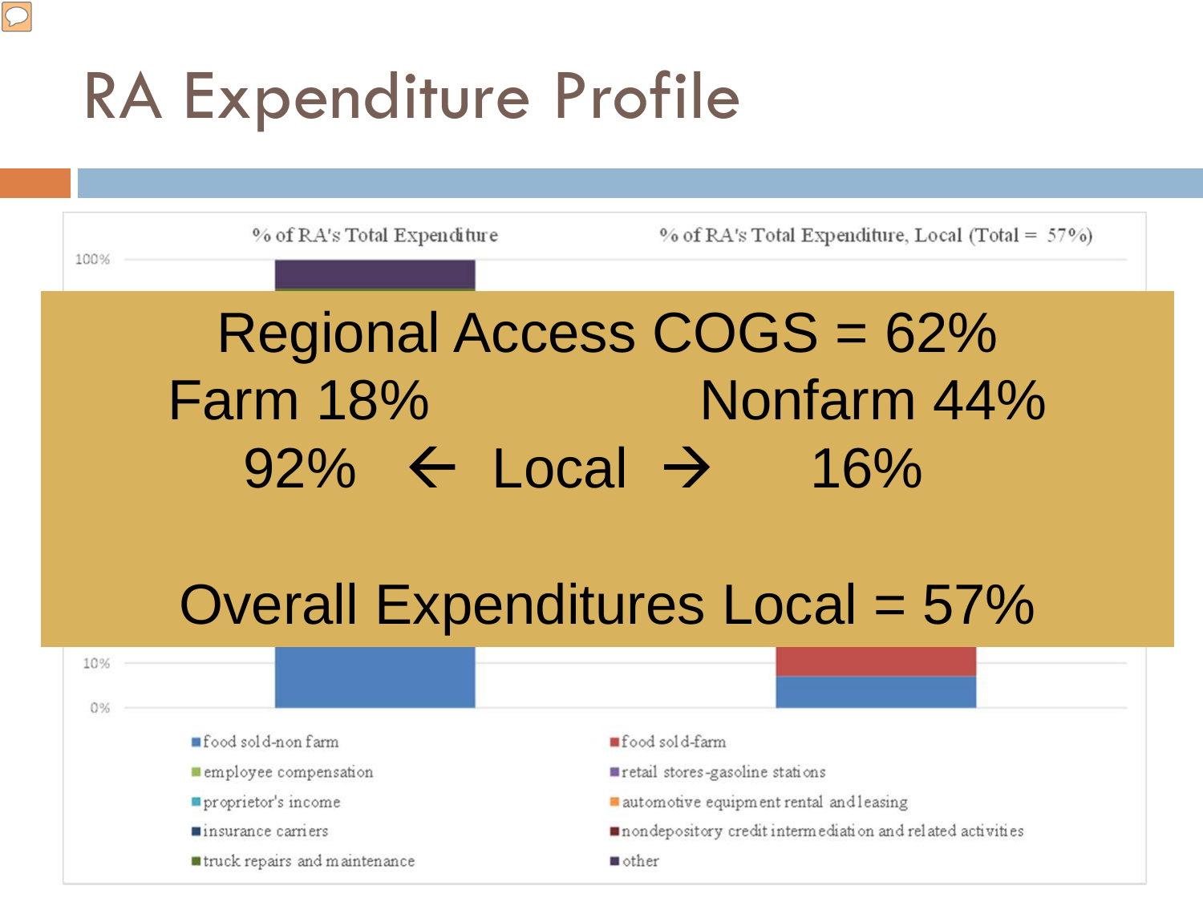# RA Expenditure Profile

% of RA's Total Expenditure

% of RA's Total Expenditure, Local (Total = 57%)

100%

Regional Access COGS = 62%

Farm 18% Nonfarm 44%

92% ← Local → 16%

Overall Expenditures Local = 57%

10%

0%

- food sold-non farm
- food sold-farm
- employee compensation
- retail stores-gasoline stations
- proprietor's income
- automotive equipment rental and leasing
- insurance carriers
- nondepository credit intermediation and related activities
- truck repairs and maintenance
- other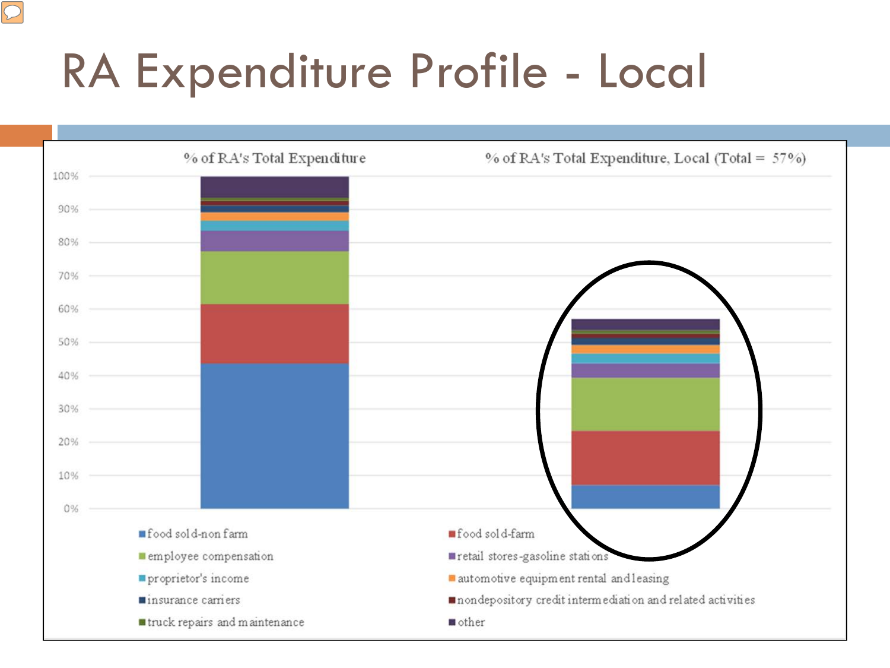# RA Expenditure Profile - Local

% of RA's Total Expenditure

% of RA's Total Expenditure, Local (Total = 57%)

100%
90%
80%
70%
60%
50%
40%
30%
20%
10%
0%

- food sold-non farm
- food sold-farm
- employee compensation
- retail stores-gasoline stations
- proprietor's income
- automotive equipment rental and leasing
- insurance carriers
- nondepository credit intermediation and related activities
- truck repairs and maintenance
- other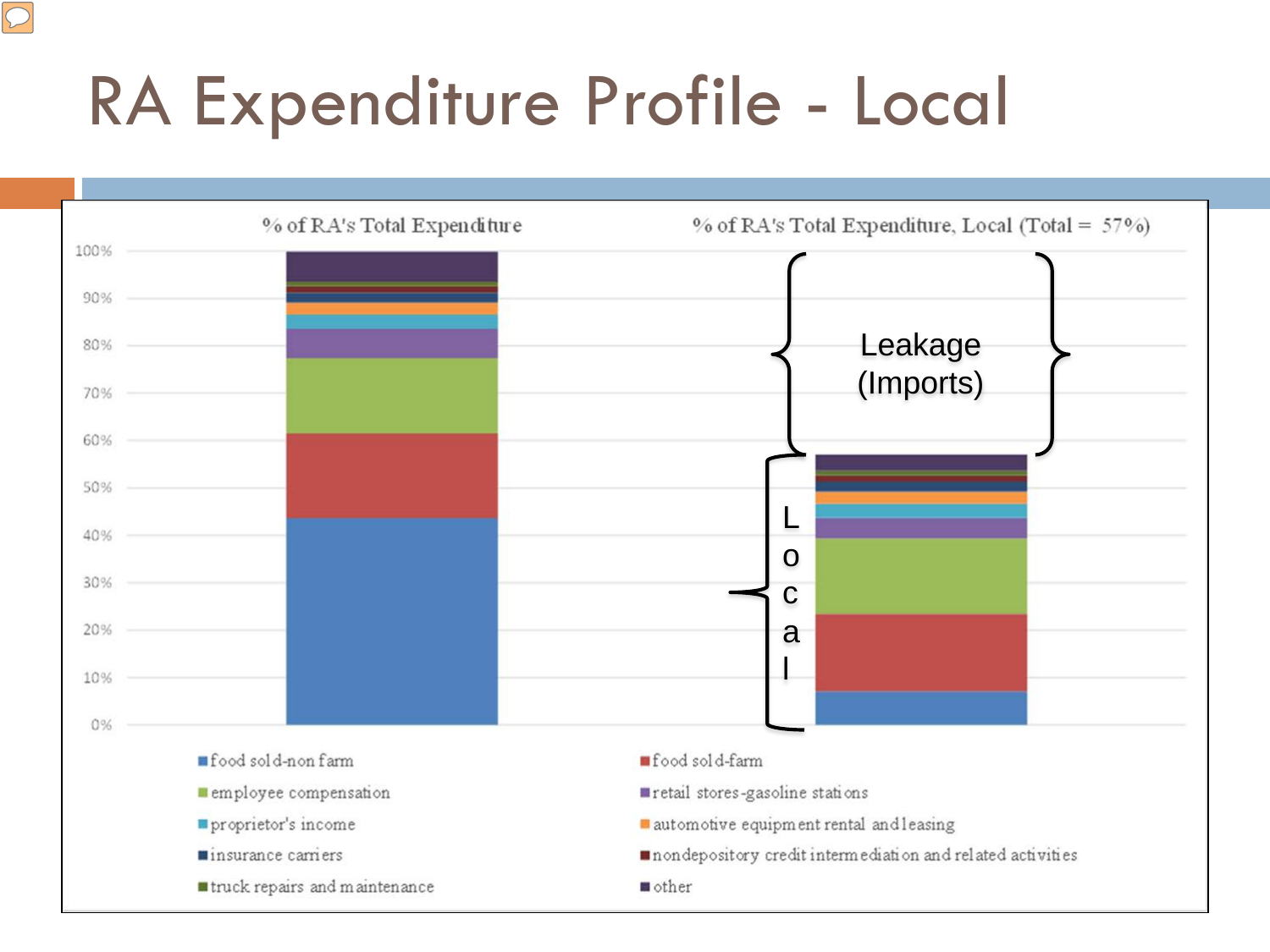# RA Expenditure Profile - Local

% of RA's Total Expenditure

% of RA's Total Expenditure, Local (Total = 57%)

Leakage (Imports)

Local

- food sold-non farm
- food sold-farm
- employee compensation
- retail stores-gasoline stations
- proprietor's income
- automotive equipment rental and leasing
- insurance carriers
- nondepository credit intermediation and related activities
- truck repairs and maintenance
- other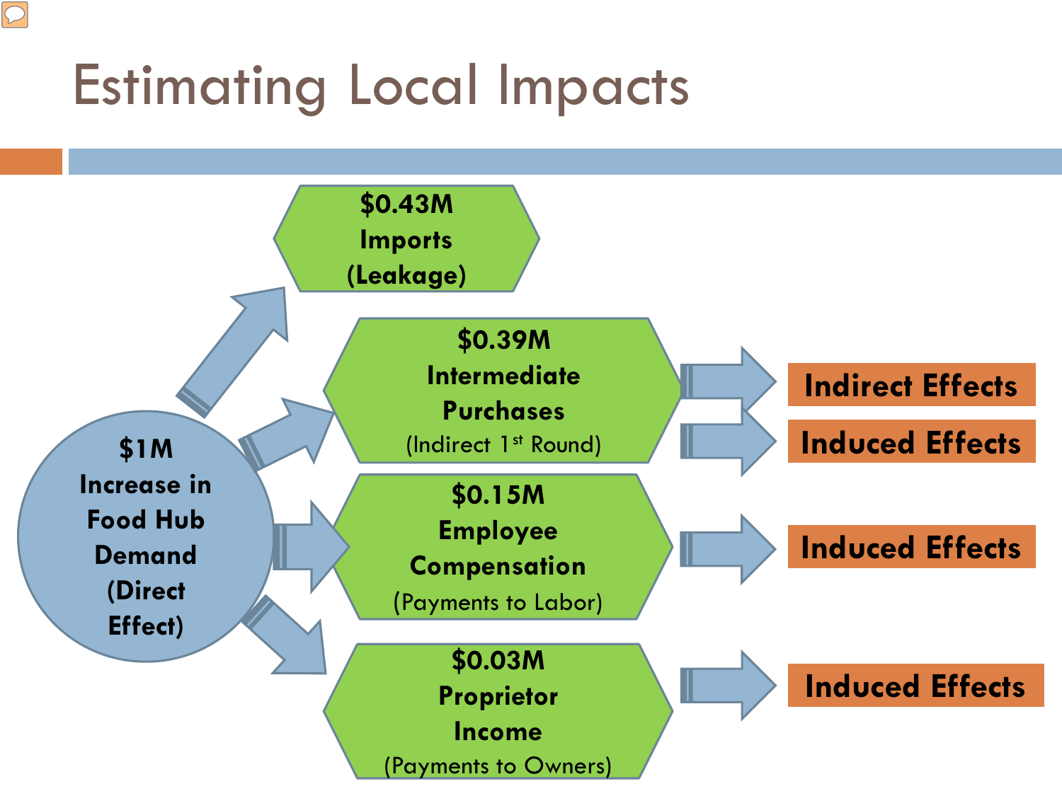# Estimating Local Impacts

**$1M Increase in Food Hub Demand (Direct Effect)**

- **$0.43M Imports (Leakage)**
- **$0.39M Intermediate Purchases** (Indirect 1st Round) → **Indirect Effects**, **Induced Effects**
- **$0.15M Employee Compensation** (Payments to Labor) → **Induced Effects**
- **$0.03M Proprietor Income** (Payments to Owners) → **Induced Effects**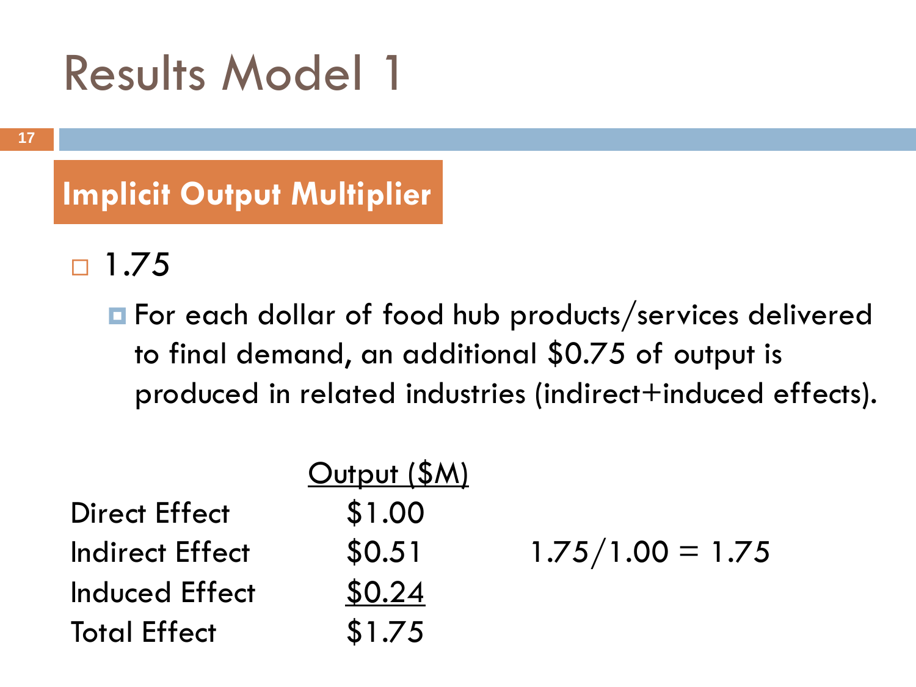# Results Model 1

## Implicit Output Multiplier

- 1.75
  - For each dollar of food hub products/services delivered to final demand, an additional \$0.75 of output is produced in related industries (indirect+induced effects).

| | Output (\$M) | |
|---|---|---|
| Direct Effect | \$1.00 | |
| Indirect Effect | \$0.51 | 1.75/1.00 = 1.75 |
| Induced Effect | \$0.24 | |
| Total Effect | \$1.75 | |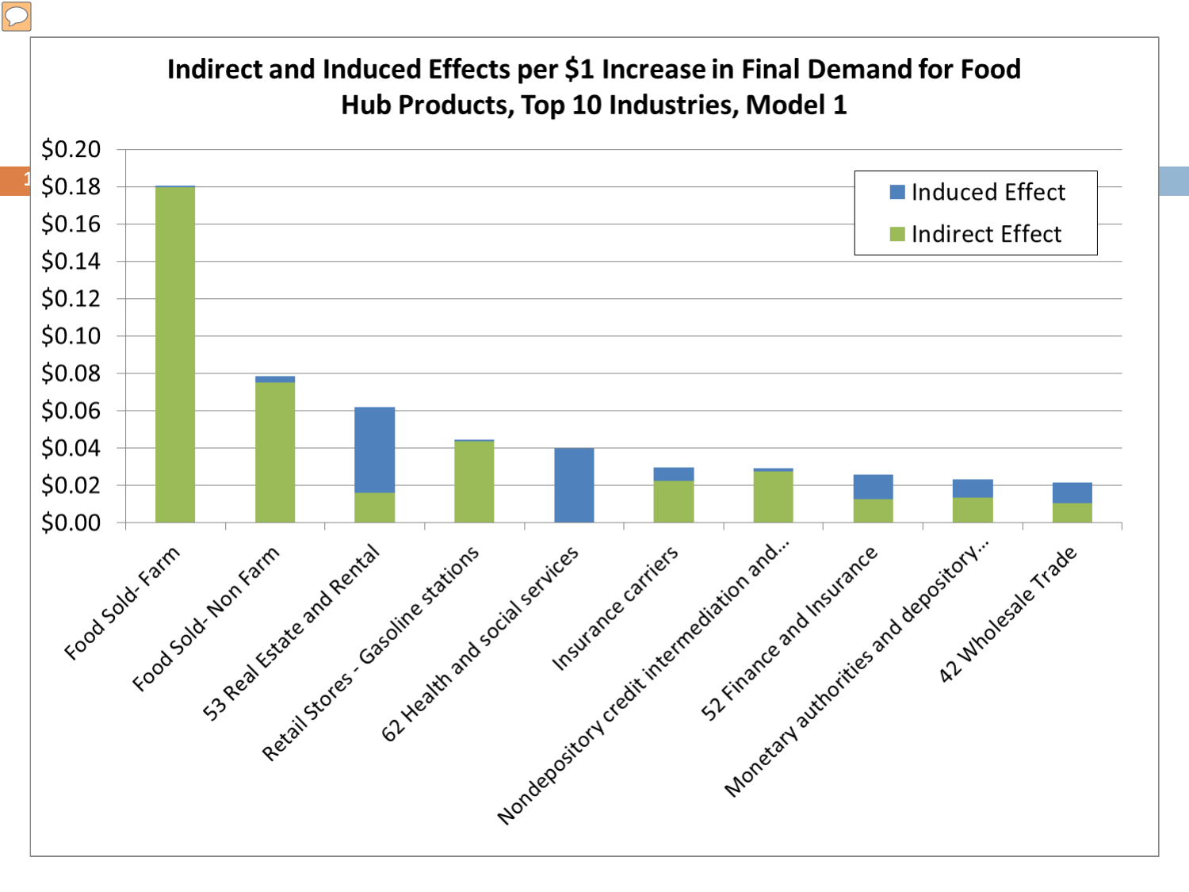## Indirect and Induced Effects per $1 Increase in Final Demand for Food Hub Products, Top 10 Industries, Model 1

| Industry | Indirect Effect | Induced Effect |
|---|---|---|
| Food Sold- Farm | ~$0.18 | ~$0.00 |
| Food Sold- Non Farm | ~$0.075 | ~$0.003 |
| 53 Real Estate and Rental | ~$0.016 | ~$0.046 |
| Retail Stores - Gasoline stations | ~$0.044 | ~$0.001 |
| 62 Health and social services | ~$0.00 | ~$0.04 |
| Insurance carriers | ~$0.022 | ~$0.007 |
| Nondepository credit intermediation and... | ~$0.027 | ~$0.002 |
| 52 Finance and Insurance | ~$0.013 | ~$0.013 |
| Monetary authorities and depository... | ~$0.013 | ~$0.010 |
| 42 Wholesale Trade | ~$0.010 | ~$0.011 |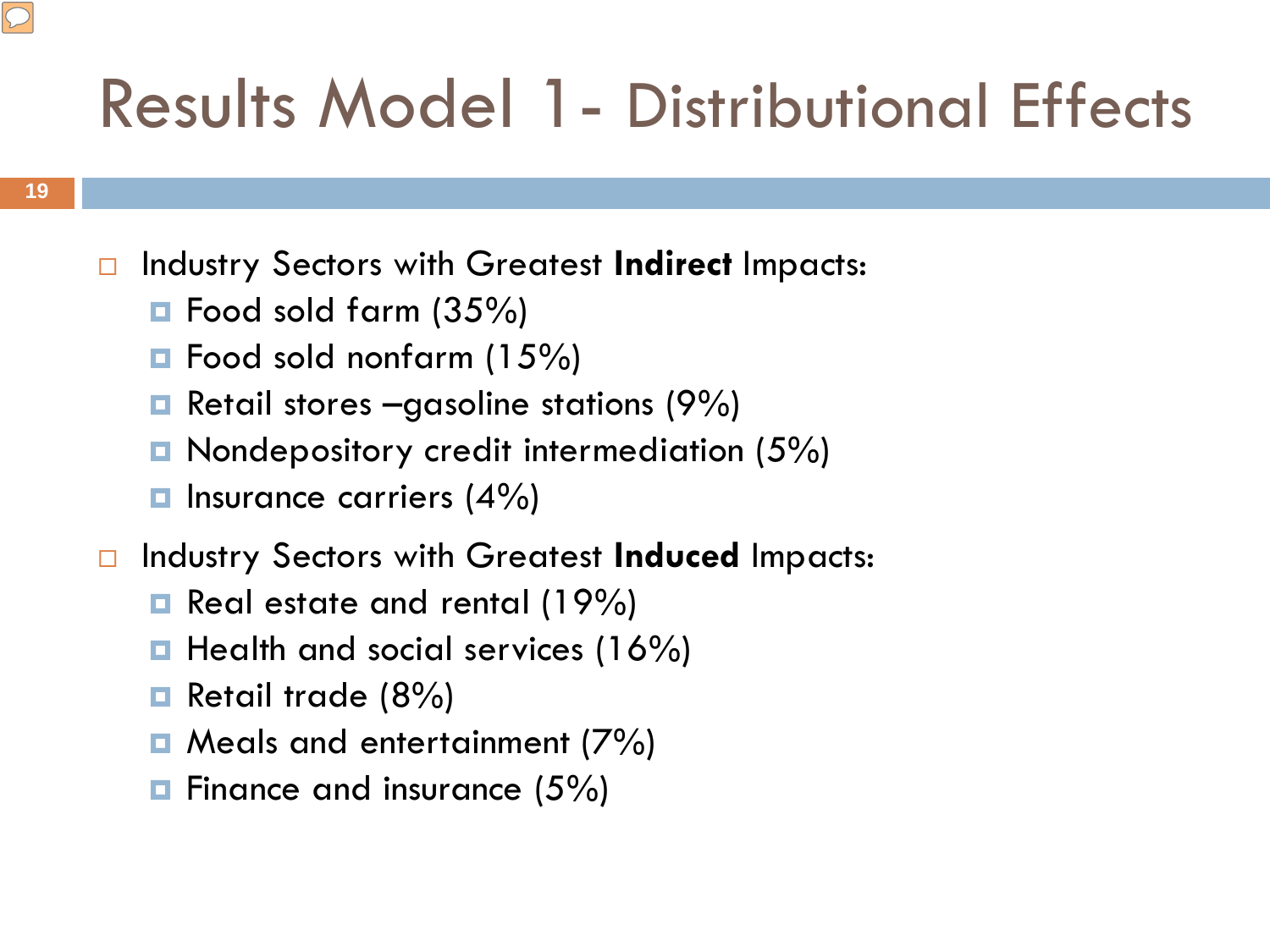# Results Model 1- Distributional Effects

- Industry Sectors with Greatest **Indirect** Impacts:
  - Food sold farm (35%)
  - Food sold nonfarm (15%)
  - Retail stores –gasoline stations (9%)
  - Nondepository credit intermediation (5%)
  - Insurance carriers (4%)
- Industry Sectors with Greatest **Induced** Impacts:
  - Real estate and rental (19%)
  - Health and social services (16%)
  - Retail trade (8%)
  - Meals and entertainment (7%)
  - Finance and insurance (5%)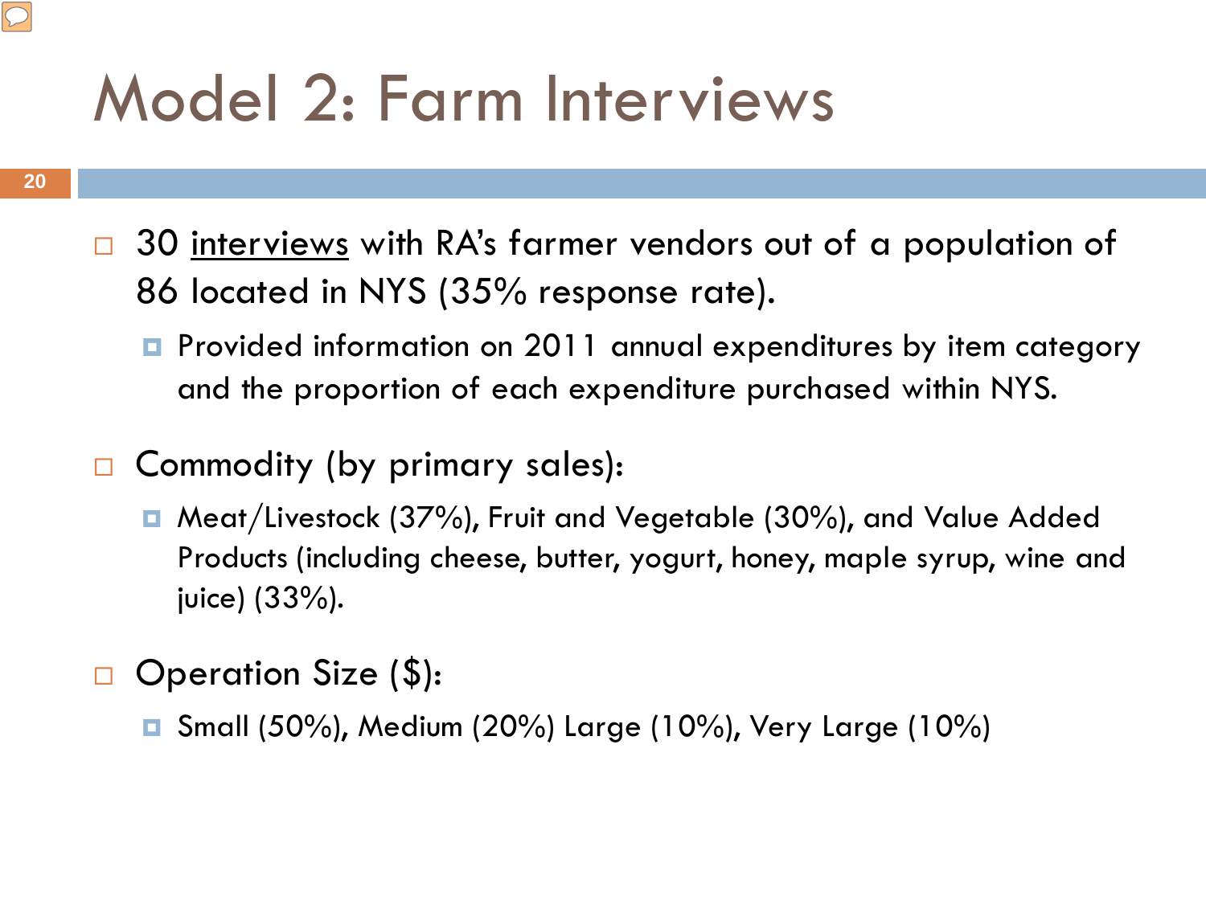# Model 2: Farm Interviews

- 30 interviews with RA's farmer vendors out of a population of 86 located in NYS (35% response rate).
  - Provided information on 2011 annual expenditures by item category and the proportion of each expenditure purchased within NYS.
- Commodity (by primary sales):
  - Meat/Livestock (37%), Fruit and Vegetable (30%), and Value Added Products (including cheese, butter, yogurt, honey, maple syrup, wine and juice) (33%).
- Operation Size ($):
  - Small (50%), Medium (20%) Large (10%), Very Large (10%)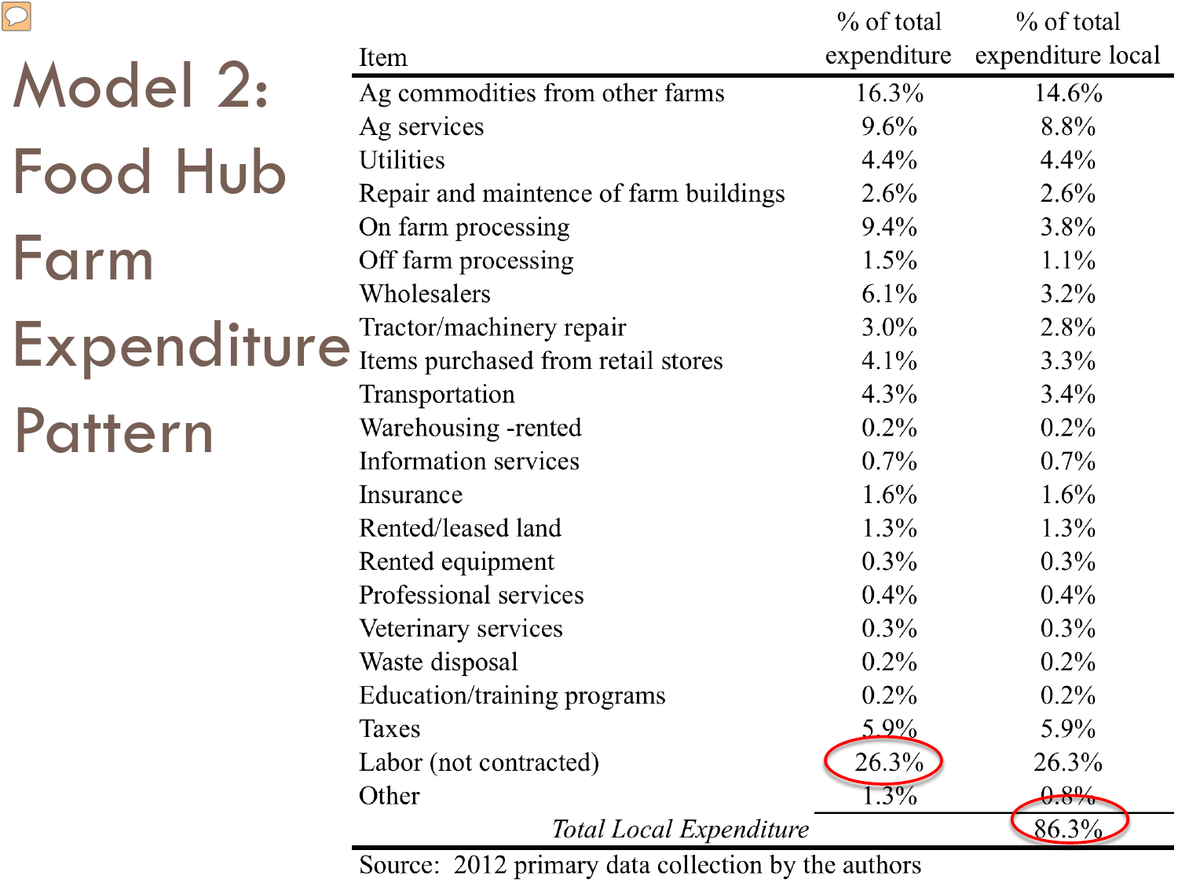# Model 2: Food Hub Farm Expenditure Pattern

| Item | % of total expenditure | % of total expenditure local |
|---|---|---|
| Ag commodities from other farms | 16.3% | 14.6% |
| Ag services | 9.6% | 8.8% |
| Utilities | 4.4% | 4.4% |
| Repair and maintence of farm buildings | 2.6% | 2.6% |
| On farm processing | 9.4% | 3.8% |
| Off farm processing | 1.5% | 1.1% |
| Wholesalers | 6.1% | 3.2% |
| Tractor/machinery repair | 3.0% | 2.8% |
| Items purchased from retail stores | 4.1% | 3.3% |
| Transportation | 4.3% | 3.4% |
| Warehousing -rented | 0.2% | 0.2% |
| Information services | 0.7% | 0.7% |
| Insurance | 1.6% | 1.6% |
| Rented/leased land | 1.3% | 1.3% |
| Rented equipment | 0.3% | 0.3% |
| Professional services | 0.4% | 0.4% |
| Veterinary services | 0.3% | 0.3% |
| Waste disposal | 0.2% | 0.2% |
| Education/training programs | 0.2% | 0.2% |
| Taxes | 5.9% | 5.9% |
| Labor (not contracted) | 26.3% | 26.3% |
| Other | 1.3% | 0.8% |
| *Total Local Expenditure* | | 86.3% |

Source: 2012 primary data collection by the authors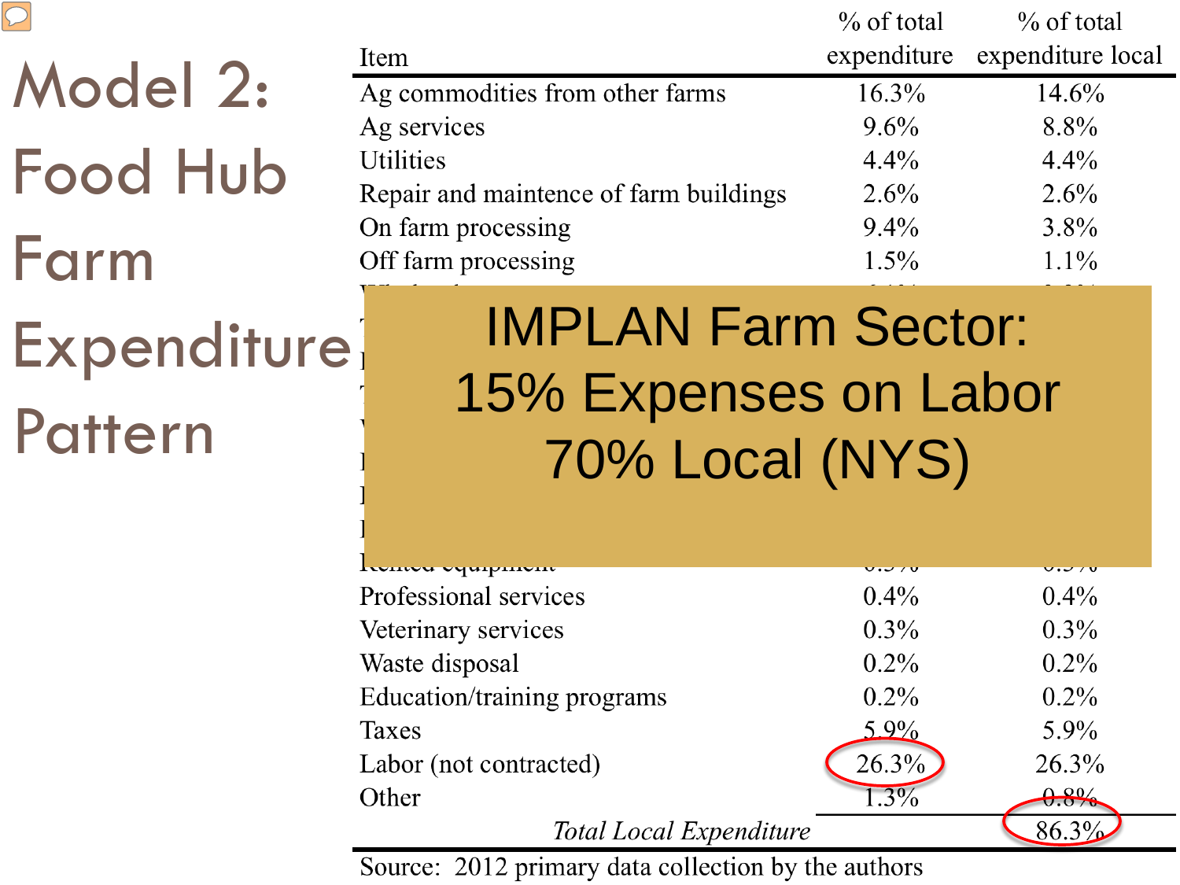# Model 2: Food Hub Farm Expenditure Pattern

| Item | % of total expenditure | % of total expenditure local |
|---|---|---|
| Ag commodities from other farms | 16.3% | 14.6% |
| Ag services | 9.6% | 8.8% |
| Utilities | 4.4% | 4.4% |
| Repair and maintence of farm buildings | 2.6% | 2.6% |
| On farm processing | 9.4% | 3.8% |
| Off farm processing | 1.5% | 1.1% |
| Professional services | 0.4% | 0.4% |
| Veterinary services | 0.3% | 0.3% |
| Waste disposal | 0.2% | 0.2% |
| Education/training programs | 0.2% | 0.2% |
| Taxes | 5.9% | 5.9% |
| Labor (not contracted) | 26.3% | 26.3% |
| Other | 1.3% | 0.8% |
| *Total Local Expenditure* | | 86.3% |

Source: 2012 primary data collection by the authors

IMPLAN Farm Sector:
15% Expenses on Labor
70% Local (NYS)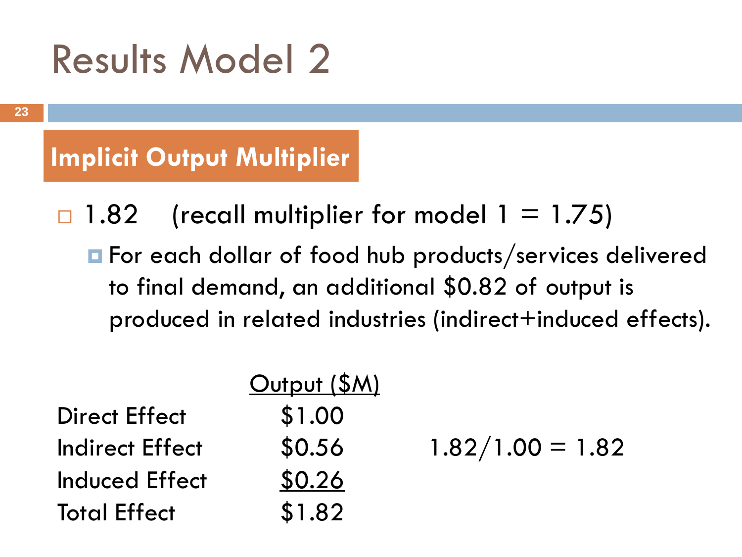# Results Model 2

## Implicit Output Multiplier

- 1.82 (recall multiplier for model 1 = 1.75)
  - For each dollar of food hub products/services delivered to final demand, an additional $0.82 of output is produced in related industries (indirect+induced effects).

| | Output ($M) | |
|---|---|---|
| Direct Effect | $1.00 | |
| Indirect Effect | $0.56 | 1.82/1.00 = 1.82 |
| Induced Effect | $0.26 | |
| Total Effect | $1.82 | |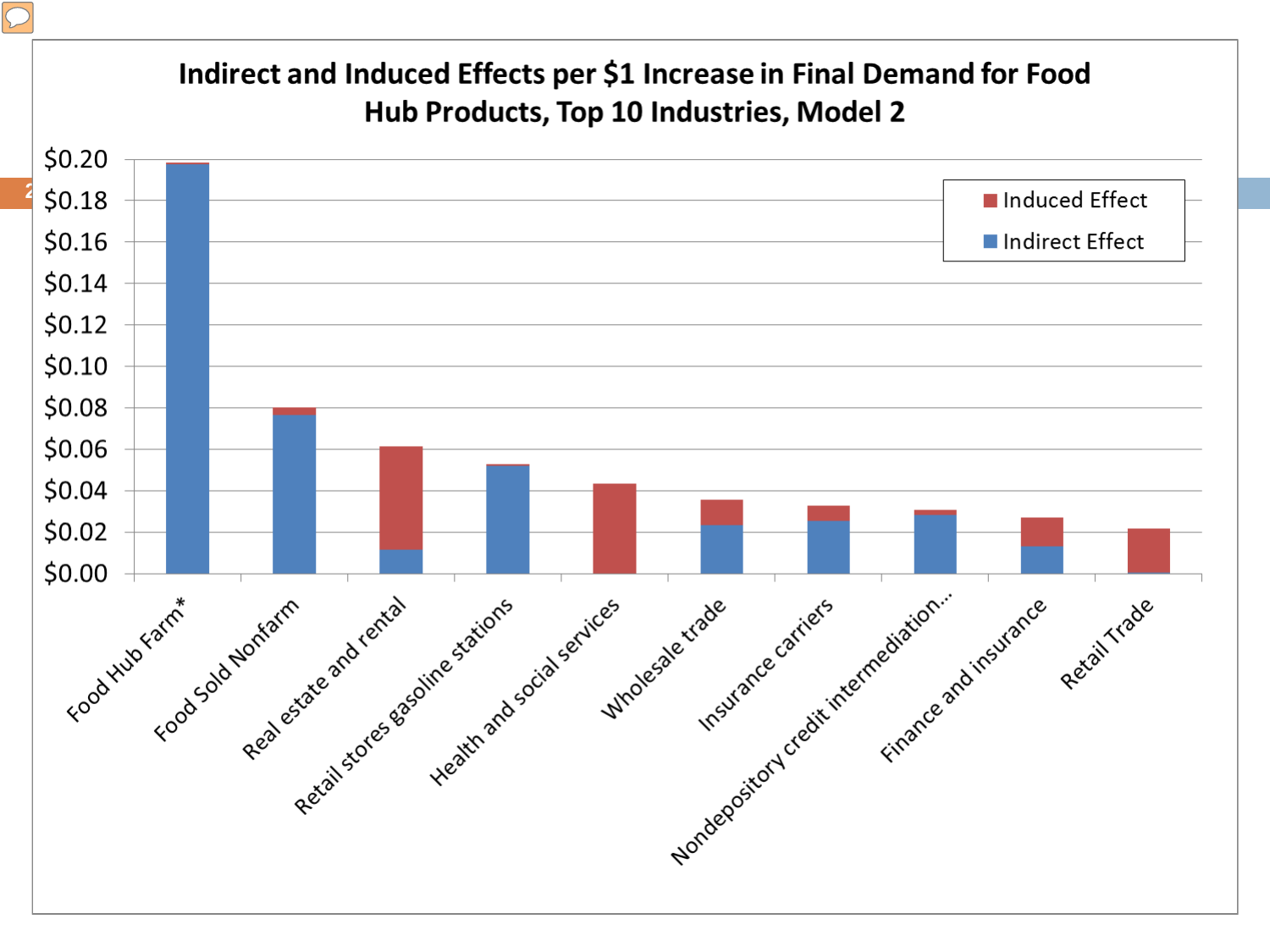**Indirect and Induced Effects per $1 Increase in Final Demand for Food Hub Products, Top 10 Industries, Model 2**

Legend: Induced Effect; Indirect Effect

Y-axis: $0.00, $0.02, $0.04, $0.06, $0.08, $0.10, $0.12, $0.14, $0.16, $0.18, $0.20

X-axis (industries): Food Hub Farm*, Food Sold Nonfarm, Real estate and rental, Retail stores gasoline stations, Health and social services, Wholesale trade, Insurance carriers, Nondepository credit intermediation..., Finance and insurance, Retail Trade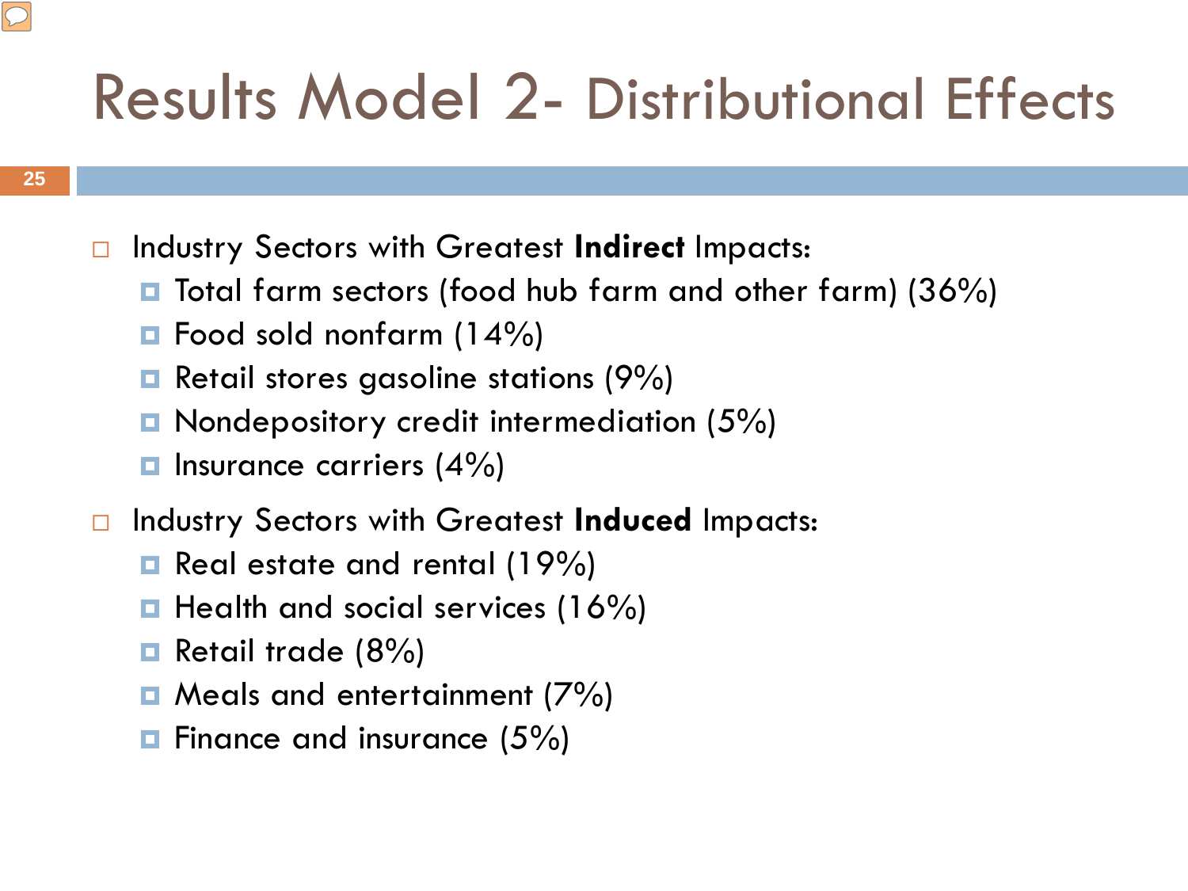# Results Model 2- Distributional Effects

- Industry Sectors with Greatest **Indirect** Impacts:
  - Total farm sectors (food hub farm and other farm) (36%)
  - Food sold nonfarm (14%)
  - Retail stores gasoline stations (9%)
  - Nondepository credit intermediation (5%)
  - Insurance carriers (4%)
- Industry Sectors with Greatest **Induced** Impacts:
  - Real estate and rental (19%)
  - Health and social services (16%)
  - Retail trade (8%)
  - Meals and entertainment (7%)
  - Finance and insurance (5%)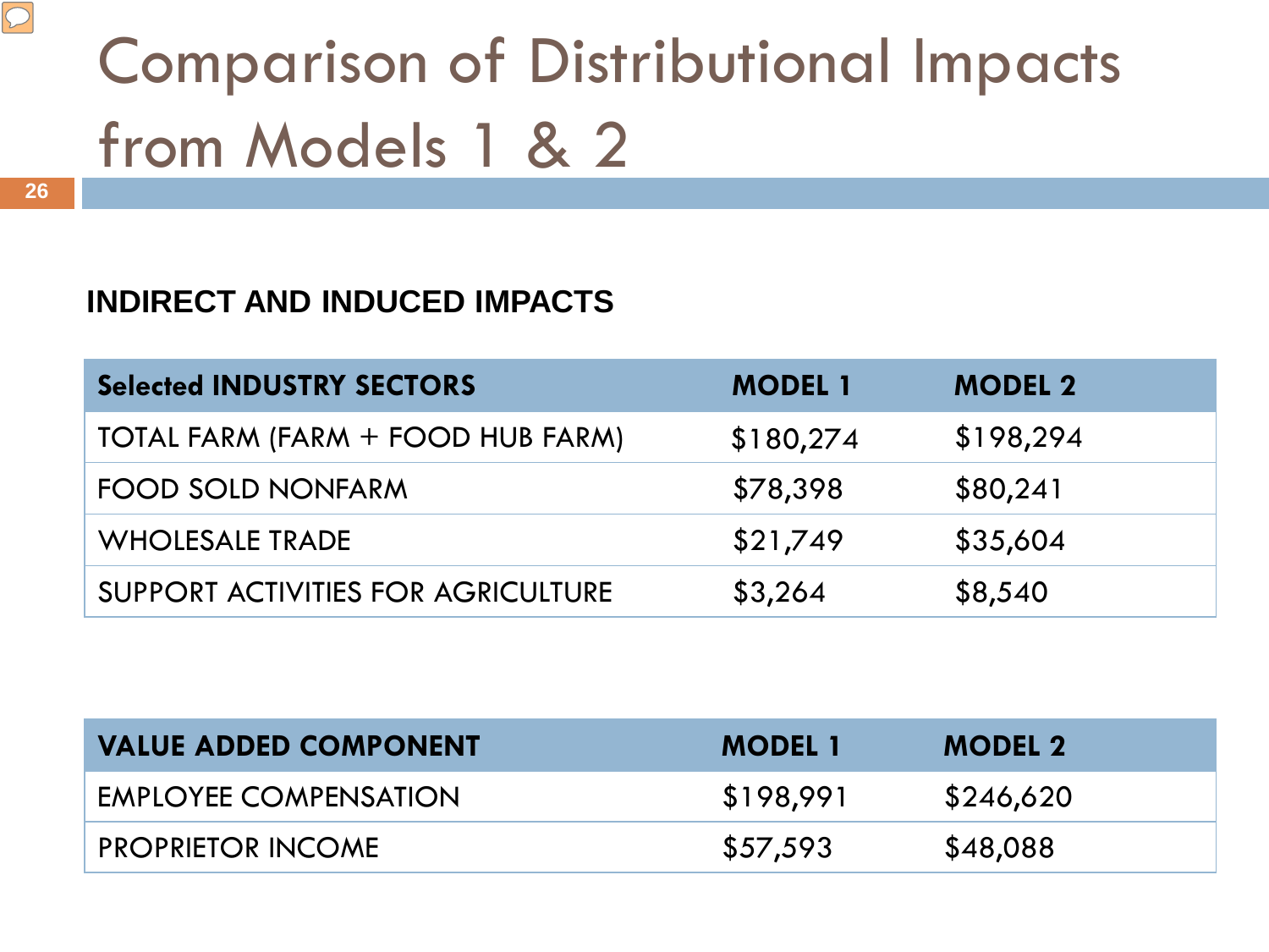# Comparison of Distributional Impacts from Models 1 & 2

### INDIRECT AND INDUCED IMPACTS

| Selected INDUSTRY SECTORS | MODEL 1 | MODEL 2 |
|---|---|---|
| TOTAL FARM (FARM + FOOD HUB FARM) | $180,274 | $198,294 |
| FOOD SOLD NONFARM | $78,398 | $80,241 |
| WHOLESALE TRADE | $21,749 | $35,604 |
| SUPPORT ACTIVITIES FOR AGRICULTURE | $3,264 | $8,540 |

| VALUE ADDED COMPONENT | MODEL 1 | MODEL 2 |
|---|---|---|
| EMPLOYEE COMPENSATION | $198,991 | $246,620 |
| PROPRIETOR INCOME | $57,593 | $48,088 |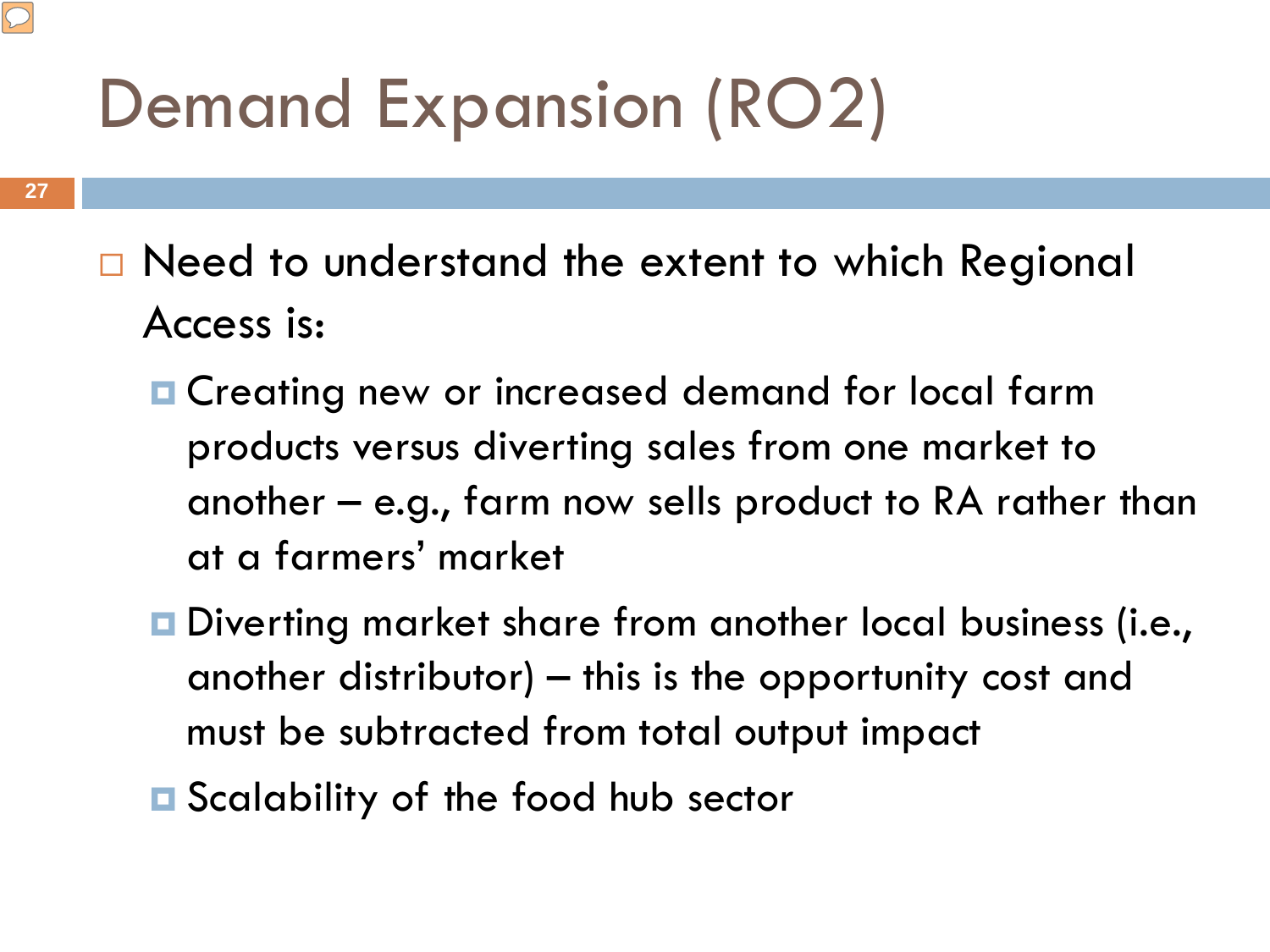# Demand Expansion (RO2)

- Need to understand the extent to which Regional Access is:
  - Creating new or increased demand for local farm products versus diverting sales from one market to another – e.g., farm now sells product to RA rather than at a farmers' market
  - Diverting market share from another local business (i.e., another distributor) – this is the opportunity cost and must be subtracted from total output impact
  - Scalability of the food hub sector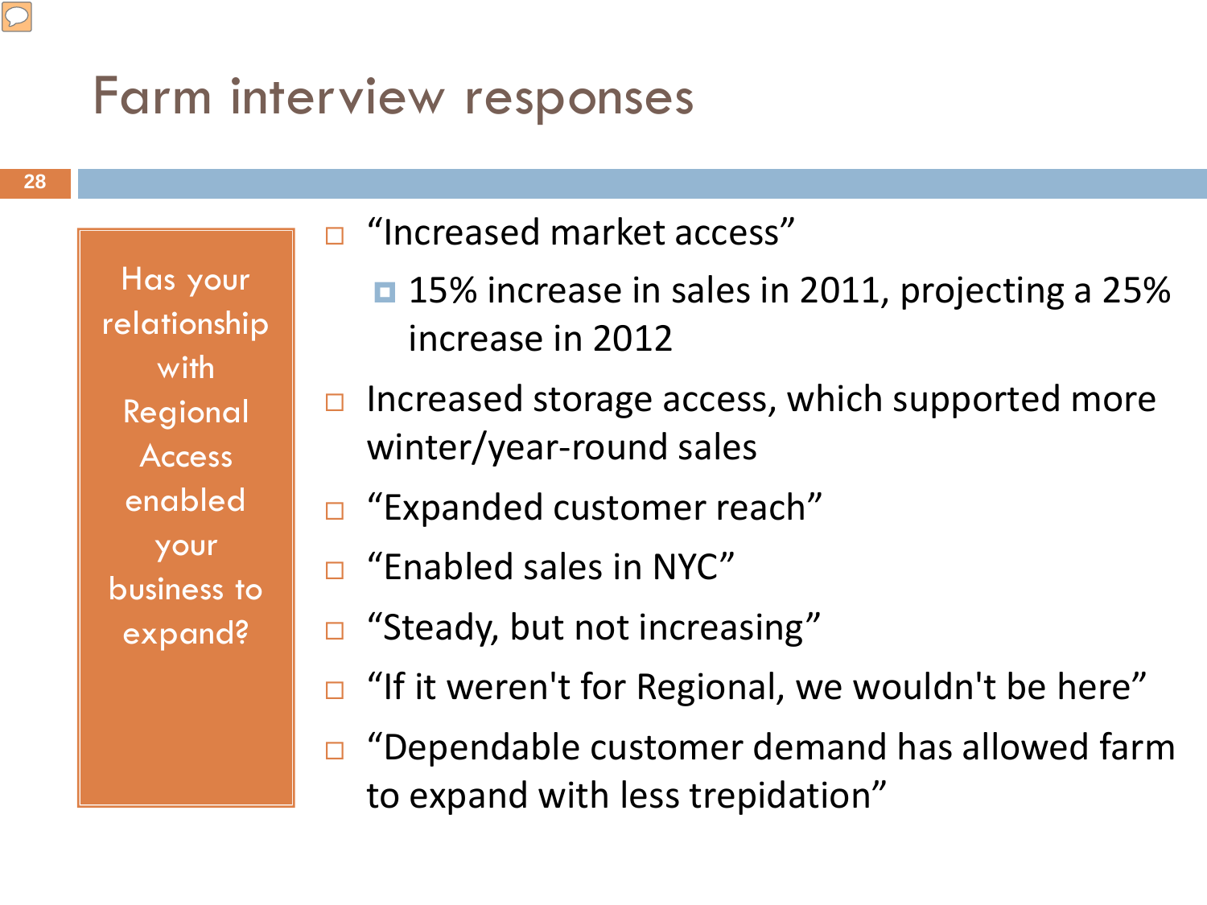# Farm interview responses

**Has your relationship with Regional Access enabled your business to expand?**

- “Increased market access”
  - 15% increase in sales in 2011, projecting a 25% increase in 2012
- Increased storage access, which supported more winter/year-round sales
- “Expanded customer reach”
- “Enabled sales in NYC”
- “Steady, but not increasing”
- “If it weren't for Regional, we wouldn't be here”
- “Dependable customer demand has allowed farm to expand with less trepidation”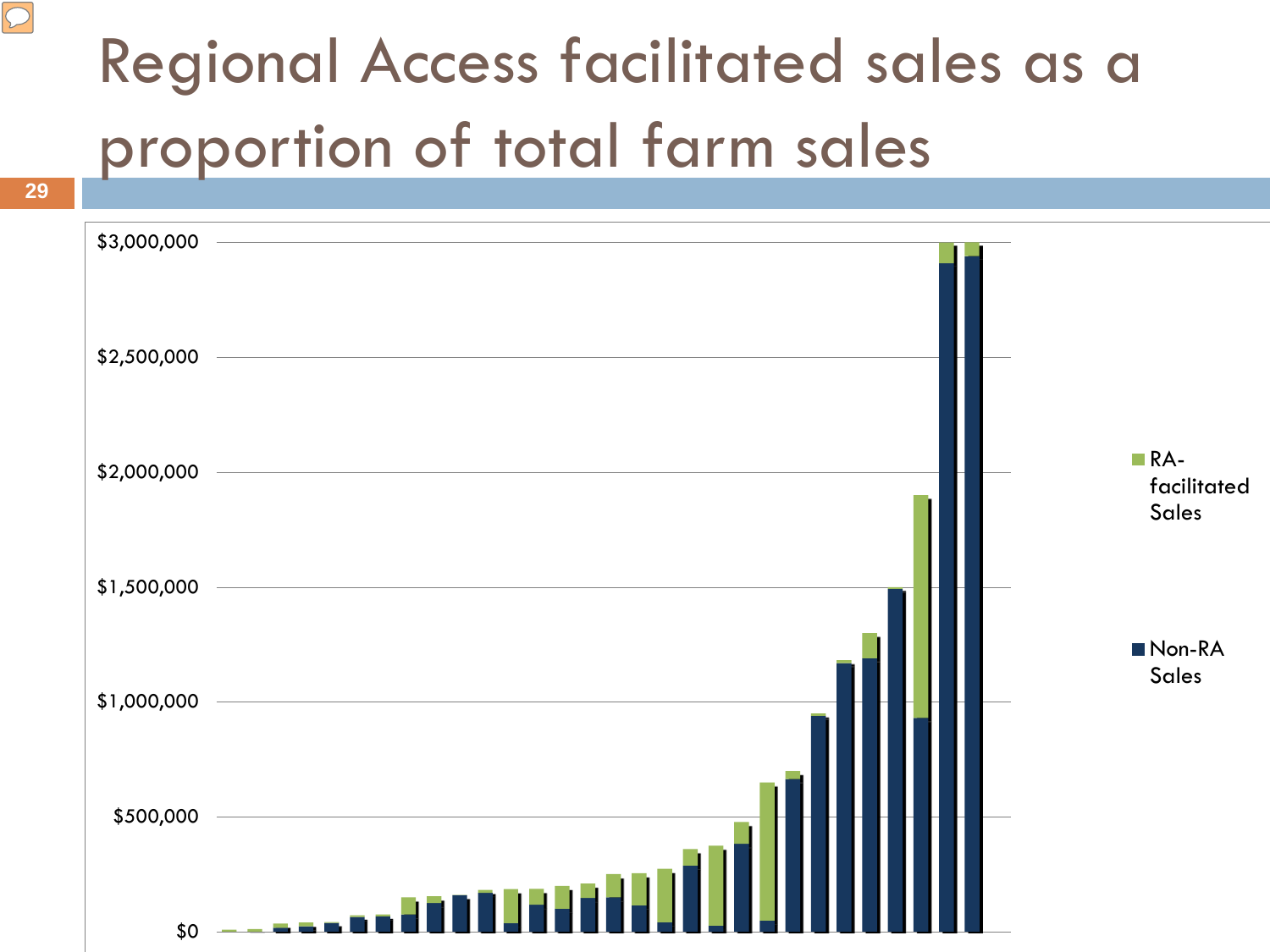# Regional Access facilitated sales as a proportion of total farm sales

$3,000,000

$2,500,000

$2,000,000

$1,500,000

$1,000,000

$500,000

$0

RA-facilitated Sales

Non-RA Sales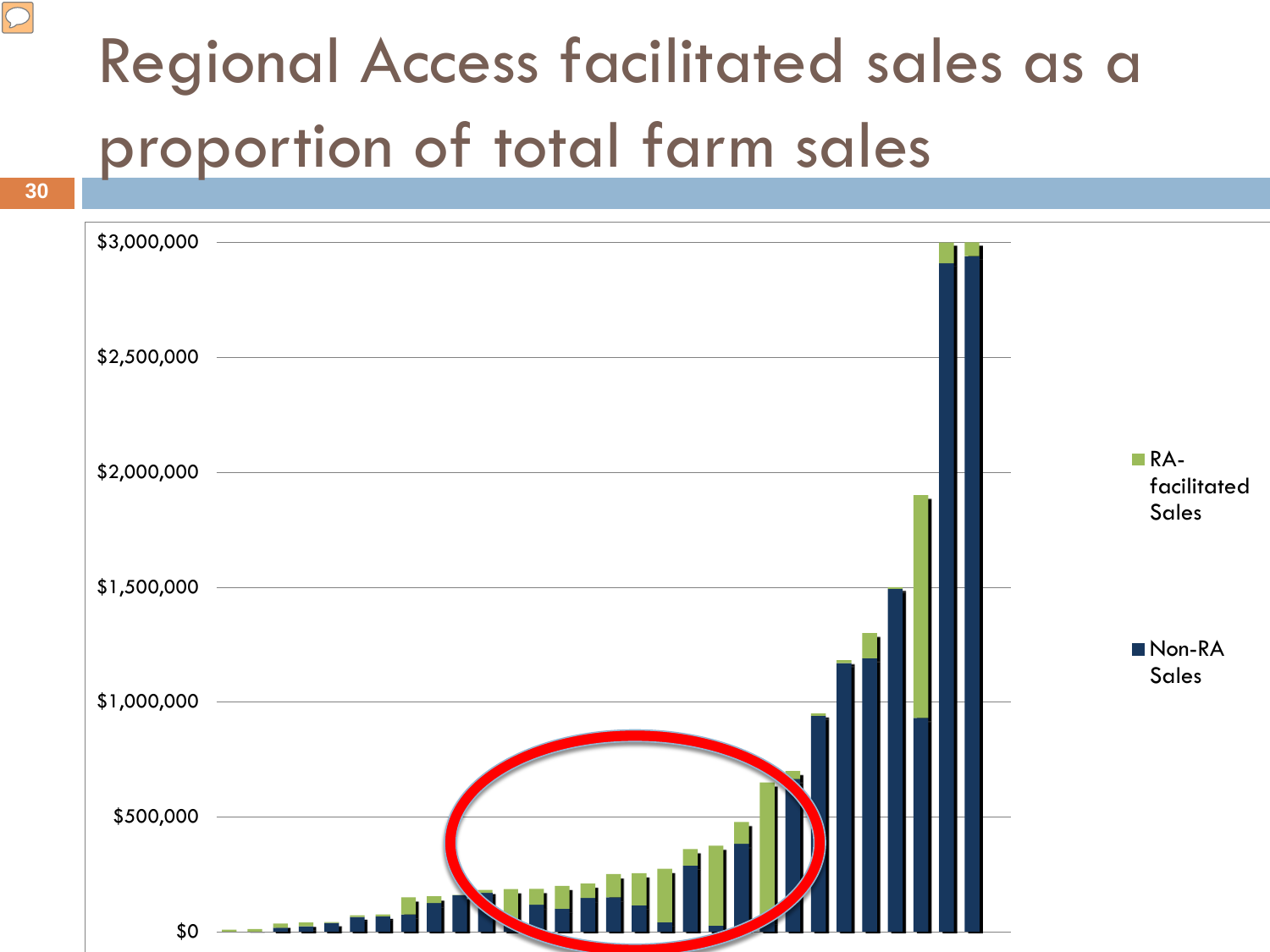# Regional Access facilitated sales as a proportion of total farm sales

$3,000,000

$2,500,000

$2,000,000

$1,500,000

$1,000,000

$500,000

$0

RA-facilitated Sales

Non-RA Sales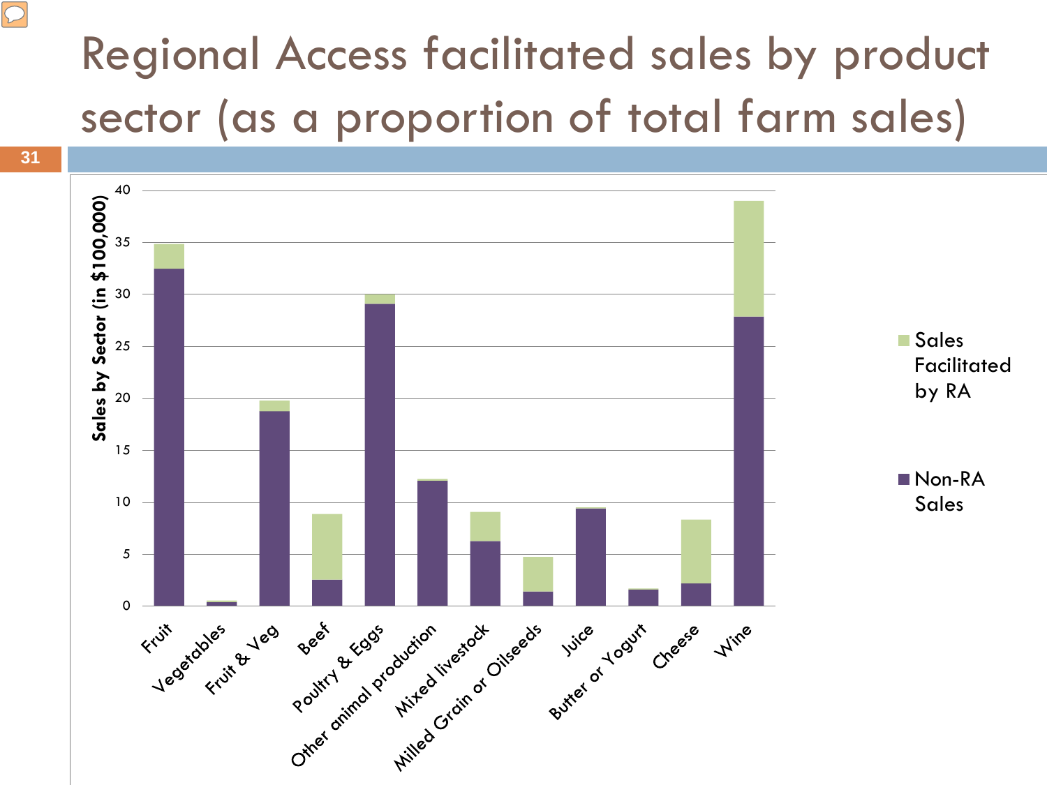# Regional Access facilitated sales by product sector (as a proportion of total farm sales)

Sales by Sector (in $100,000)

| Sector | Non-RA Sales | Sales Facilitated by RA |
|---|---|---|
| Fruit | | |
| Vegetables | | |
| Fruit & Veg | | |
| Beef | | |
| Poultry & Eggs | | |
| Other animal production | | |
| Mixed livestock | | |
| Milled Grain or Oilseeds | | |
| Juice | | |
| Butter or Yogurt | | |
| Cheese | | |
| Wine | | |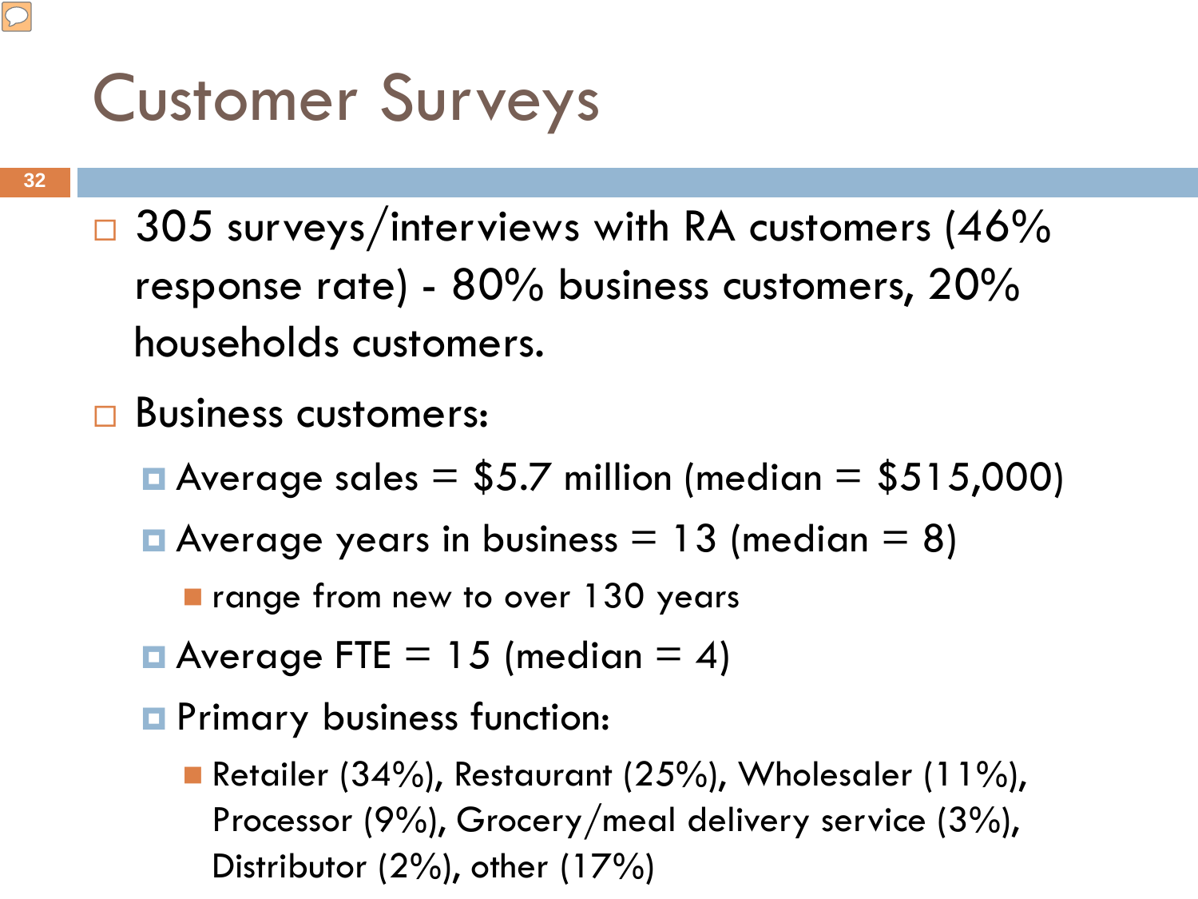# Customer Surveys

- 305 surveys/interviews with RA customers (46% response rate) - 80% business customers, 20% households customers.
- Business customers:
  - Average sales = $5.7 million (median = $515,000)
  - Average years in business = 13 (median = 8)
    - range from new to over 130 years
  - Average FTE = 15 (median = 4)
  - Primary business function:
    - Retailer (34%), Restaurant (25%), Wholesaler (11%), Processor (9%), Grocery/meal delivery service (3%), Distributor (2%), other (17%)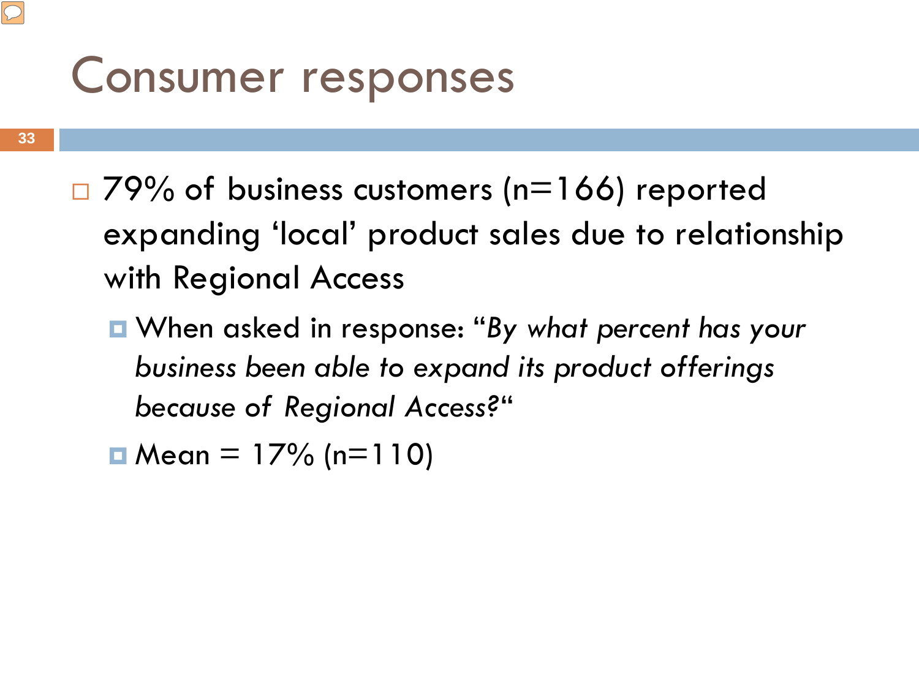# Consumer responses

- 79% of business customers (n=166) reported expanding ‘local’ product sales due to relationship with Regional Access
  - When asked in response: “*By what percent has your business been able to expand its product offerings because of Regional Access?*“
  - Mean = 17% (n=110)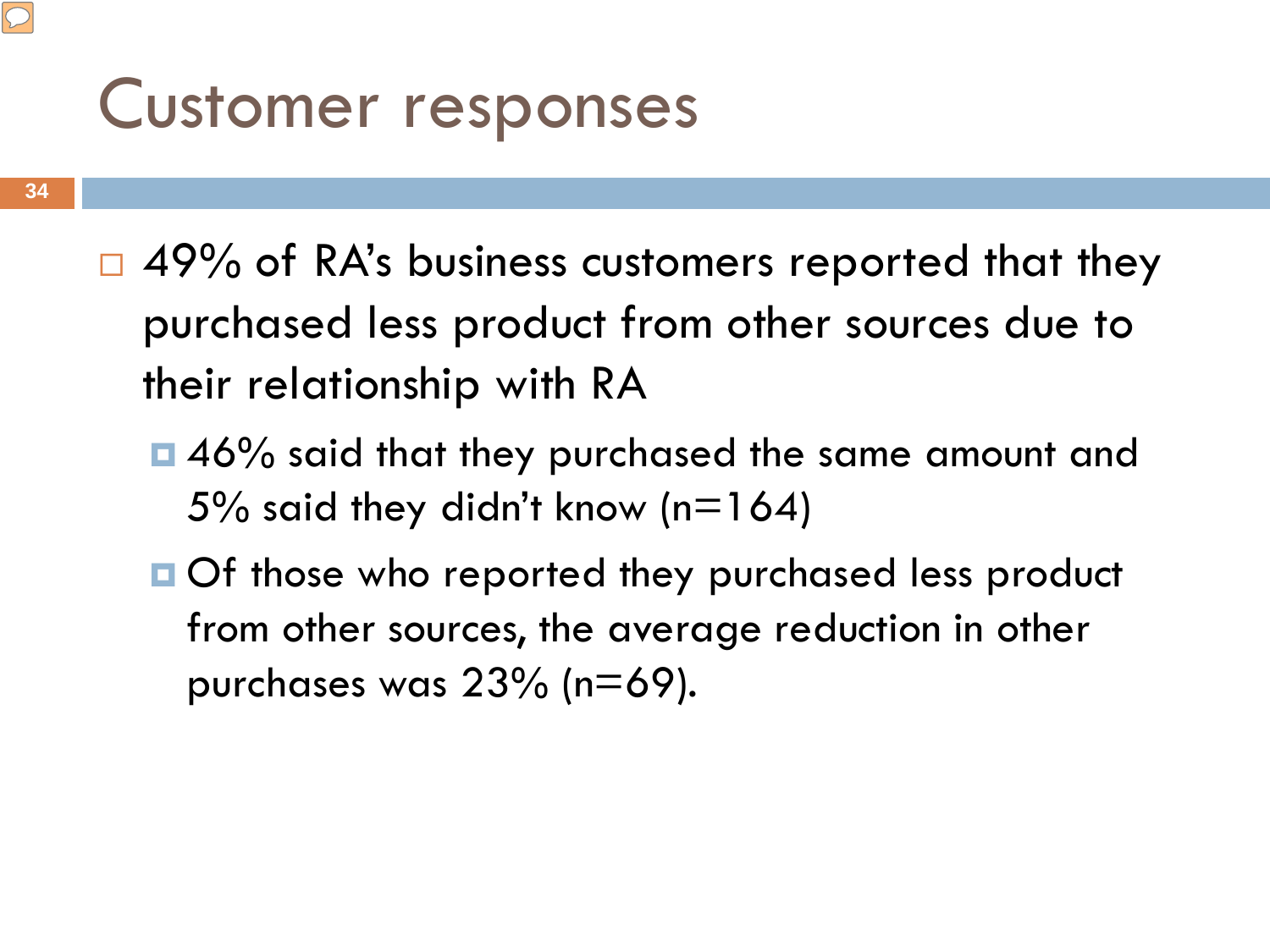# Customer responses

- 49% of RA's business customers reported that they purchased less product from other sources due to their relationship with RA
  - 46% said that they purchased the same amount and 5% said they didn't know (n=164)
  - Of those who reported they purchased less product from other sources, the average reduction in other purchases was 23% (n=69).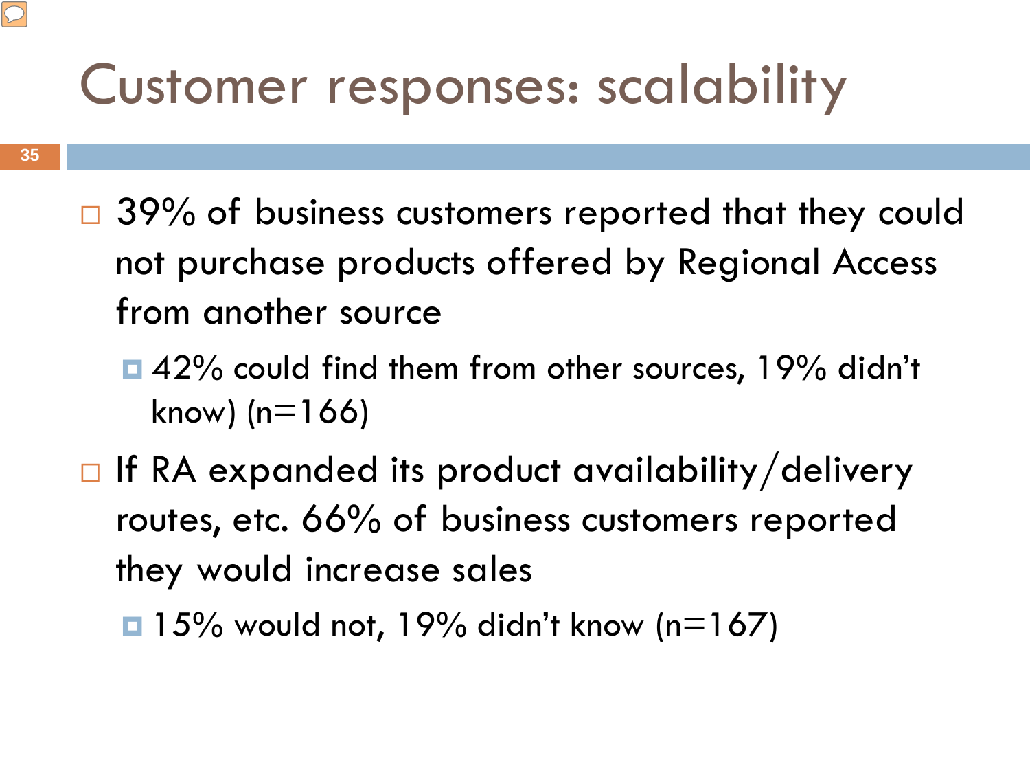# Customer responses: scalability

- 39% of business customers reported that they could not purchase products offered by Regional Access from another source
  - 42% could find them from other sources, 19% didn't know) (n=166)
- If RA expanded its product availability/delivery routes, etc. 66% of business customers reported they would increase sales
  - 15% would not, 19% didn't know (n=167)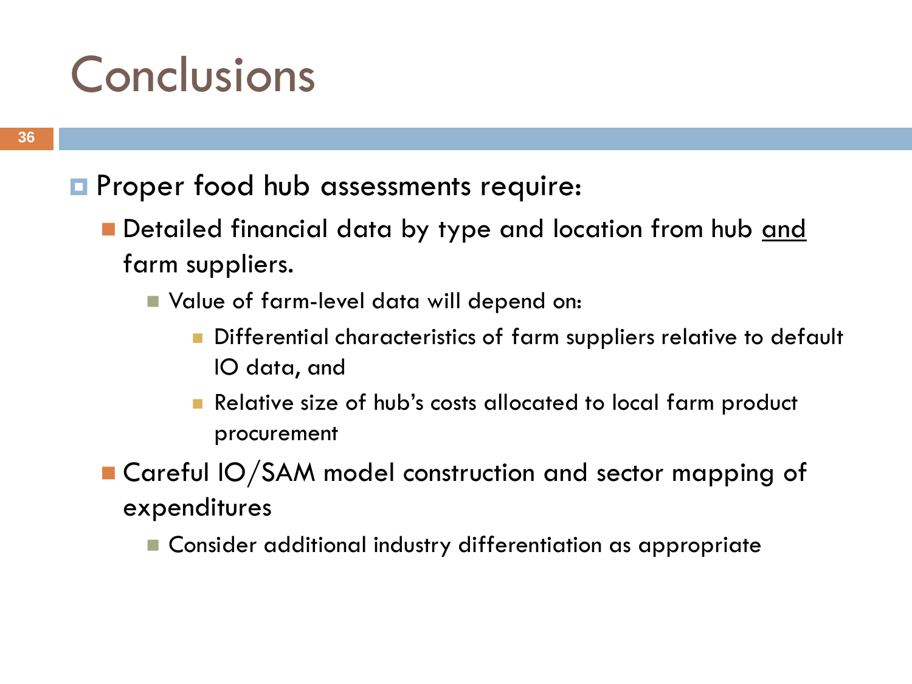# Conclusions

- Proper food hub assessments require:
  - Detailed financial data by type and location from hub <u>and</u> farm suppliers.
    - Value of farm-level data will depend on:
      - Differential characteristics of farm suppliers relative to default IO data, and
      - Relative size of hub's costs allocated to local farm product procurement
  - Careful IO/SAM model construction and sector mapping of expenditures
    - Consider additional industry differentiation as appropriate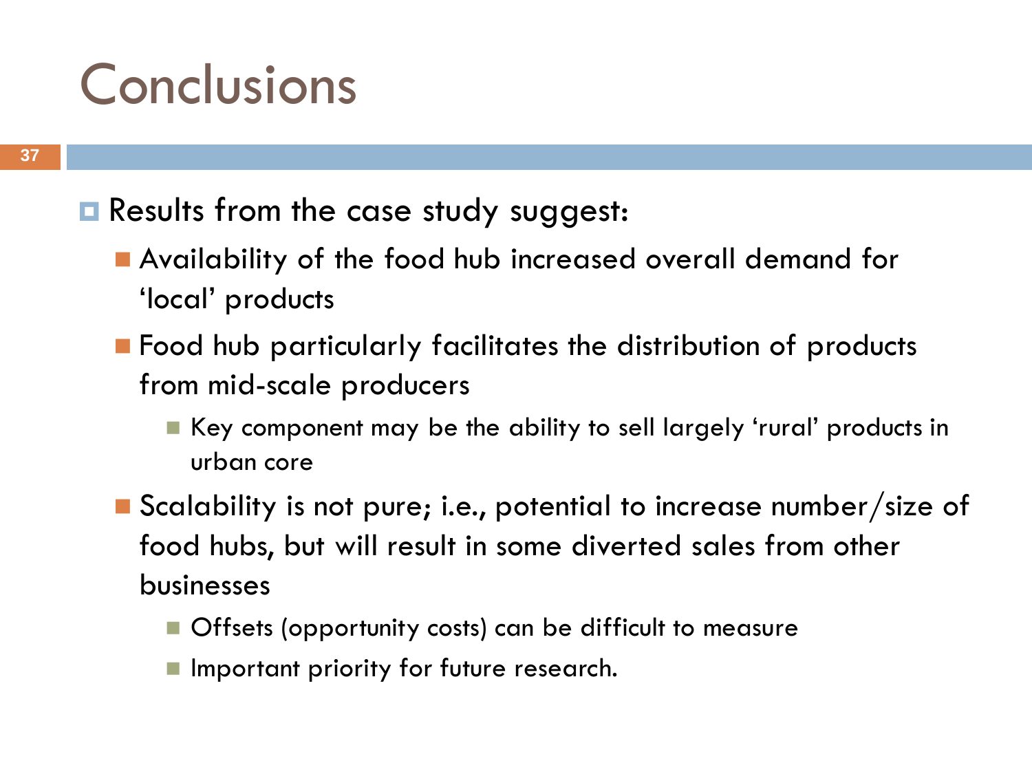# Conclusions

- Results from the case study suggest:
  - Availability of the food hub increased overall demand for ‘local’ products
  - Food hub particularly facilitates the distribution of products from mid-scale producers
    - Key component may be the ability to sell largely ‘rural’ products in urban core
  - Scalability is not pure; i.e., potential to increase number/size of food hubs, but will result in some diverted sales from other businesses
    - Offsets (opportunity costs) can be difficult to measure
    - Important priority for future research.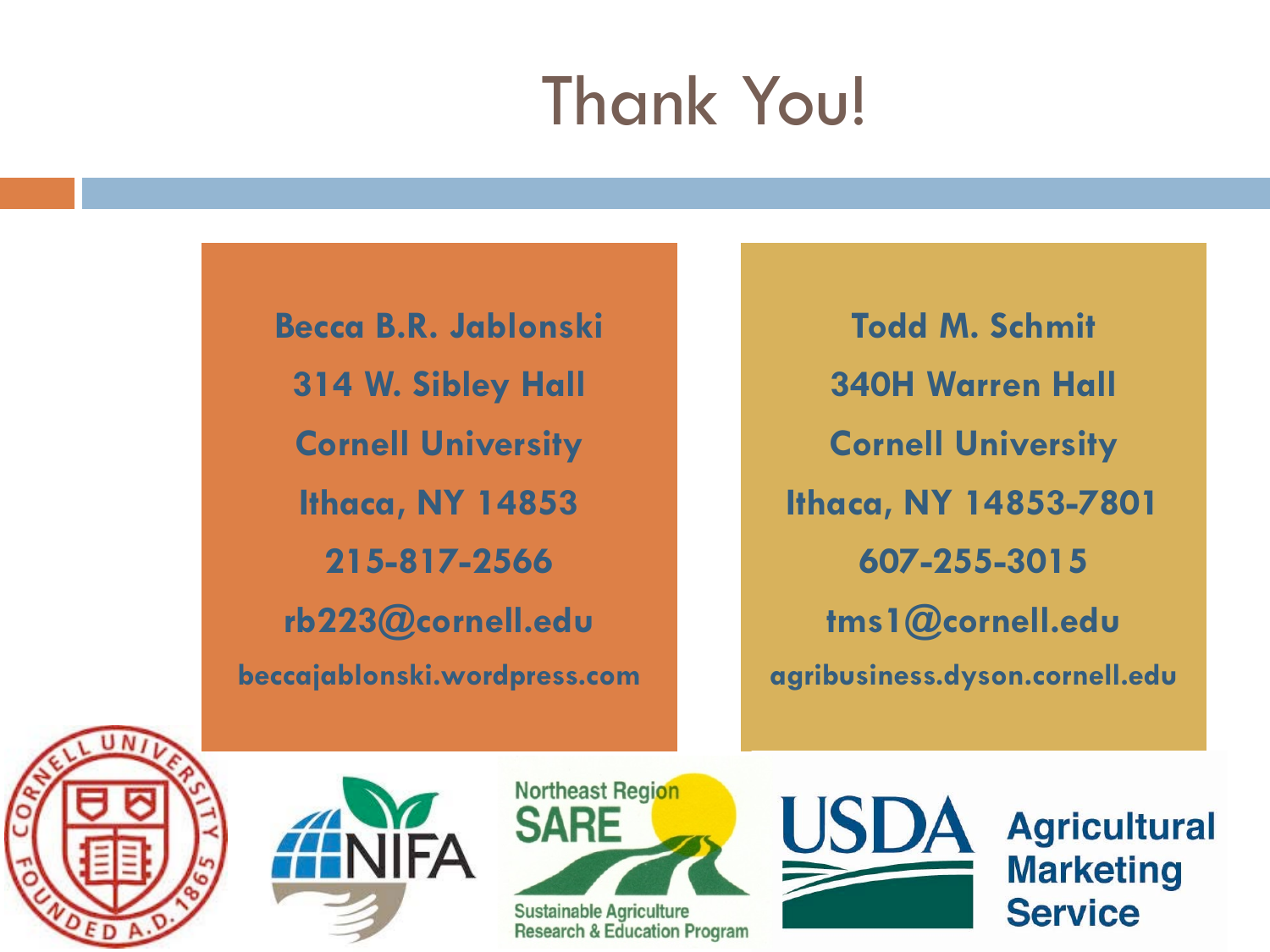# Thank You!

**Becca B.R. Jablonski**
**314 W. Sibley Hall**
**Cornell University**
**Ithaca, NY 14853**
**215-817-2566**
**rb223@cornell.edu**
**beccajablonski.wordpress.com**

**Todd M. Schmit**
**340H Warren Hall**
**Cornell University**
**Ithaca, NY 14853-7801**
**607-255-3015**
**tms1@cornell.edu**
**agribusiness.dyson.cornell.edu**